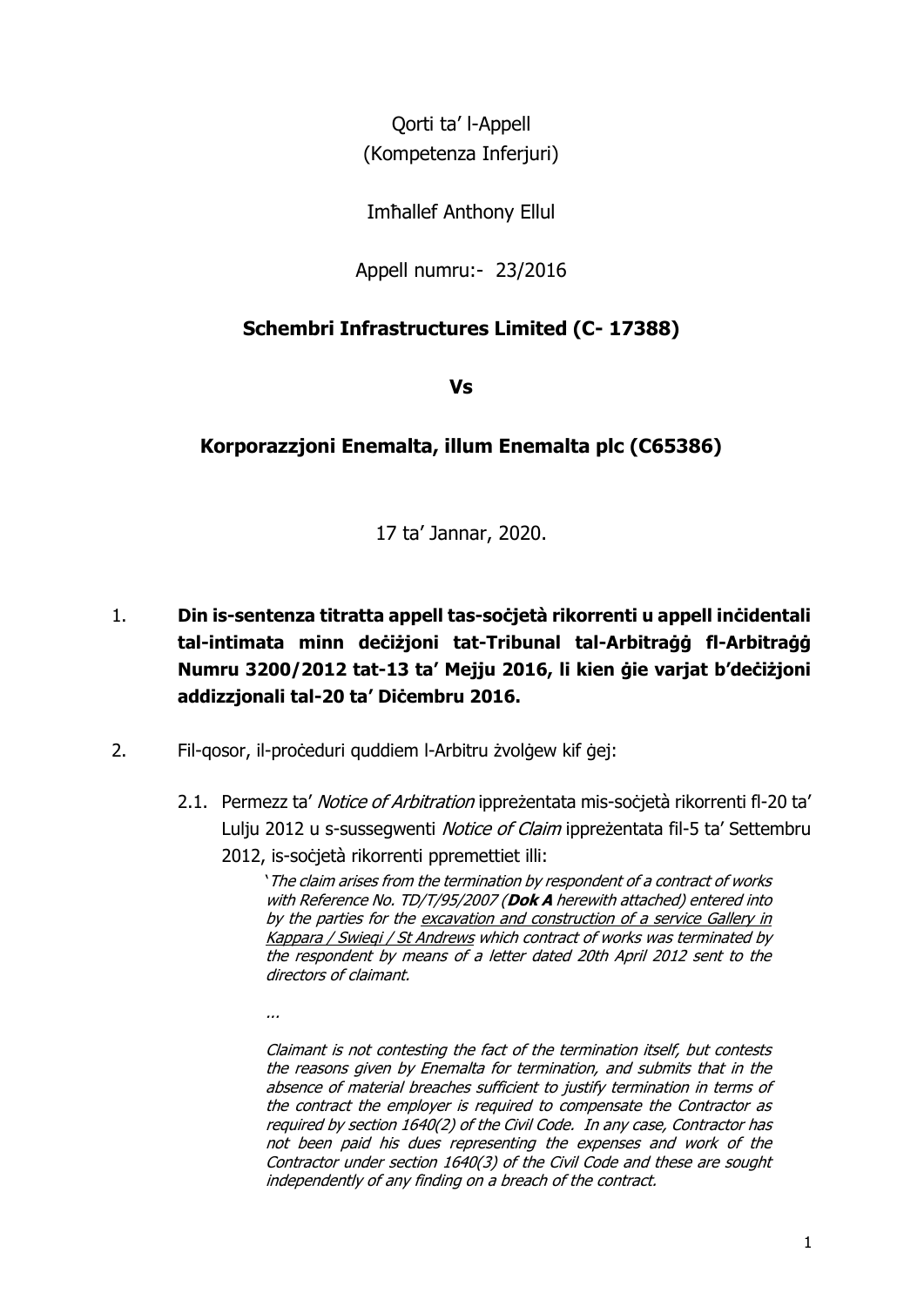Qorti ta' l-Appell
(Kompetenza Inferjuri)

Imħallef Anthony Ellul

Appell numru:- 23/2016

**Schembri Infrastructures Limited (C- 17388)**

**Vs**

**Korporazzjoni Enemalta, illum Enemalta plc (C65386)**

17 ta' Jannar, 2020.

1. **Din is-sentenza titratta appell tas-soċjetà rikorrenti u appell inċidentali tal-intimata minn deċiżjoni tat-Tribunal tal-Arbitraġġ fl-Arbitraġġ Numru 3200/2012 tat-13 ta' Mejju 2016, li kien ġie varjat b'deċiżjoni addizzjonali tal-20 ta' Diċembru 2016.**

2. Fil-qosor, il-proċeduri quddiem l-Arbitru żvolġew kif ġej:

   2.1. Permezz ta' *Notice of Arbitration* ippreżentata mis-soċjetà rikorrenti fl-20 ta' Lulju 2012 u s-sussegwenti *Notice of Claim* ippreżentata fil-5 ta' Settembru 2012, is-soċjetà rikorrenti ppremettiet illi:

   > '*The claim arises from the termination by respondent of a contract of works with Reference No. TD/T/95/2007 (**Dok A** herewith attached) entered into by the parties for the <u>excavation and construction of a service Gallery in Kappara / Swieqi / St Andrews</u> which contract of works was terminated by the respondent by means of a letter dated 20th April 2012 sent to the directors of claimant.*
   >
   > *...*
   >
   > *Claimant is not contesting the fact of the termination itself, but contests the reasons given by Enemalta for termination, and submits that in the absence of material breaches sufficient to justify termination in terms of the contract the employer is required to compensate the Contractor as required by section 1640(2) of the Civil Code. In any case, Contractor has not been paid his dues representing the expenses and work of the Contractor under section 1640(3) of the Civil Code and these are sought independently of any finding on a breach of the contract.*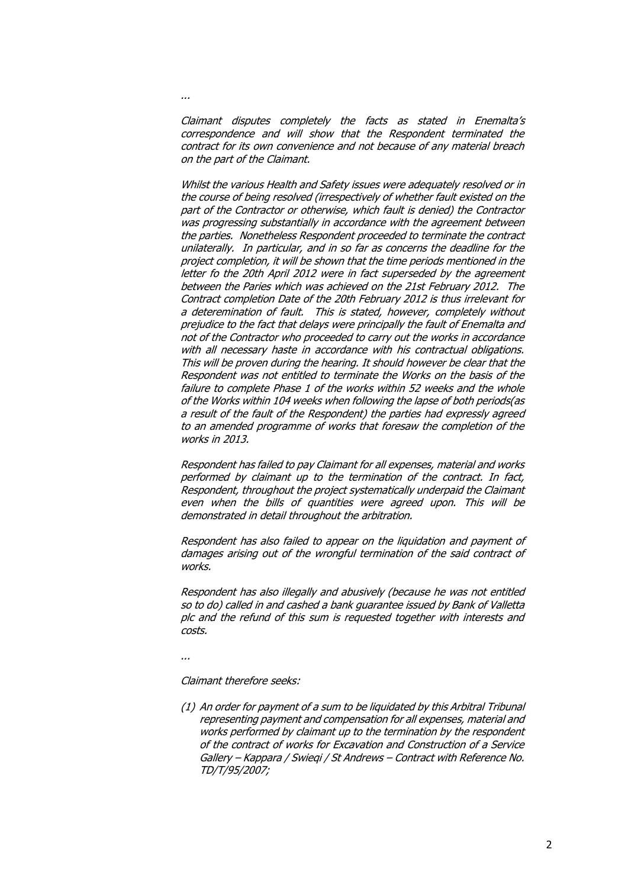*...*

*Claimant disputes completely the facts as stated in Enemalta's correspondence and will show that the Respondent terminated the contract for its own convenience and not because of any material breach on the part of the Claimant.*

*Whilst the various Health and Safety issues were adequately resolved or in the course of being resolved (irrespectively of whether fault existed on the part of the Contractor or otherwise, which fault is denied) the Contractor was progressing substantially in accordance with the agreement between the parties. Nonetheless Respondent proceeded to terminate the contract unilaterally. In particular, and in so far as concerns the deadline for the project completion, it will be shown that the time periods mentioned in the letter fo the 20th April 2012 were in fact superseded by the agreement between the Paries which was achieved on the 21st February 2012. The Contract completion Date of the 20th February 2012 is thus irrelevant for a deteremination of fault. This is stated, however, completely without prejudice to the fact that delays were principally the fault of Enemalta and not of the Contractor who proceeded to carry out the works in accordance with all necessary haste in accordance with his contractual obligations. This will be proven during the hearing. It should however be clear that the Respondent was not entitled to terminate the Works on the basis of the failure to complete Phase 1 of the works within 52 weeks and the whole of the Works within 104 weeks when following the lapse of both periods(as a result of the fault of the Respondent) the parties had expressly agreed to an amended programme of works that foresaw the completion of the works in 2013.*

*Respondent has failed to pay Claimant for all expenses, material and works performed by claimant up to the termination of the contract. In fact, Respondent, throughout the project systematically underpaid the Claimant even when the bills of quantities were agreed upon. This will be demonstrated in detail throughout the arbitration.*

*Respondent has also failed to appear on the liquidation and payment of damages arising out of the wrongful termination of the said contract of works.*

*Respondent has also illegally and abusively (because he was not entitled so to do) called in and cashed a bank guarantee issued by Bank of Valletta plc and the refund of this sum is requested together with interests and costs.*

*...*

*Claimant therefore seeks:*

*(1) An order for payment of a sum to be liquidated by this Arbitral Tribunal representing payment and compensation for all expenses, material and works performed by claimant up to the termination by the respondent of the contract of works for Excavation and Construction of a Service Gallery – Kappara / Swieqi / St Andrews – Contract with Reference No. TD/T/95/2007;*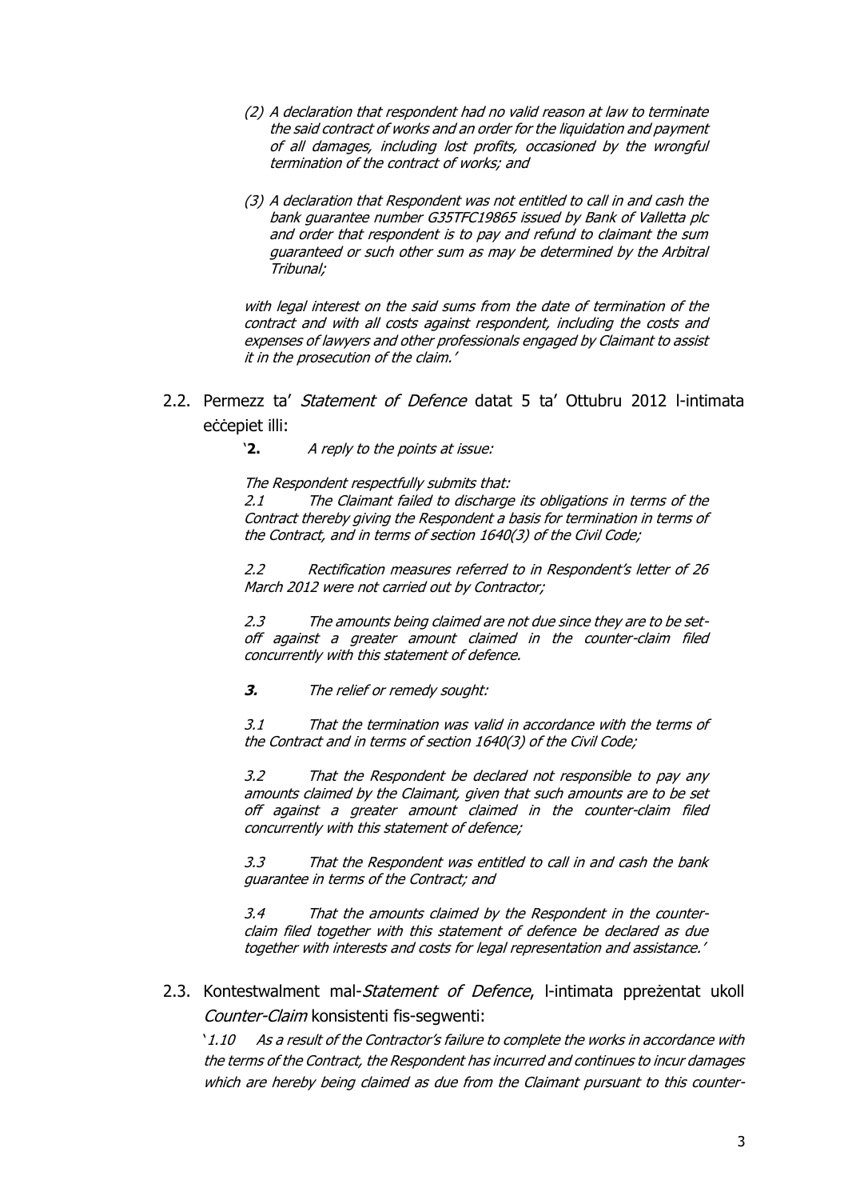*(2) A declaration that respondent had no valid reason at law to terminate the said contract of works and an order for the liquidation and payment of all damages, including lost profits, occasioned by the wrongful termination of the contract of works; and*

*(3) A declaration that Respondent was not entitled to call in and cash the bank guarantee number G35TFC19865 issued by Bank of Valletta plc and order that respondent is to pay and refund to claimant the sum guaranteed or such other sum as may be determined by the Arbitral Tribunal;*

*with legal interest on the said sums from the date of termination of the contract and with all costs against respondent, including the costs and expenses of lawyers and other professionals engaged by Claimant to assist it in the prosecution of the claim.'*

2.2. Permezz ta' *Statement of Defence* datat 5 ta' Ottubru 2012 l-intimata eċċepiet illi:

'**2.** *A reply to the points at issue:*

*The Respondent respectfully submits that:*

*2.1 The Claimant failed to discharge its obligations in terms of the Contract thereby giving the Respondent a basis for termination in terms of the Contract, and in terms of section 1640(3) of the Civil Code;*

*2.2 Rectification measures referred to in Respondent's letter of 26 March 2012 were not carried out by Contractor;*

*2.3 The amounts being claimed are not due since they are to be set-off against a greater amount claimed in the counter-claim filed concurrently with this statement of defence.*

***3.*** *The relief or remedy sought:*

*3.1 That the termination was valid in accordance with the terms of the Contract and in terms of section 1640(3) of the Civil Code;*

*3.2 That the Respondent be declared not responsible to pay any amounts claimed by the Claimant, given that such amounts are to be set off against a greater amount claimed in the counter-claim filed concurrently with this statement of defence;*

*3.3 That the Respondent was entitled to call in and cash the bank guarantee in terms of the Contract; and*

*3.4 That the amounts claimed by the Respondent in the counter-claim filed together with this statement of defence be declared as due together with interests and costs for legal representation and assistance.'*

2.3. Kontestwalment mal-*Statement of Defence*, l-intimata ppreżentat ukoll *Counter-Claim* konsistenti fis-segwenti:

'*1.10 As a result of the Contractor's failure to complete the works in accordance with the terms of the Contract, the Respondent has incurred and continues to incur damages which are hereby being claimed as due from the Claimant pursuant to this counter-*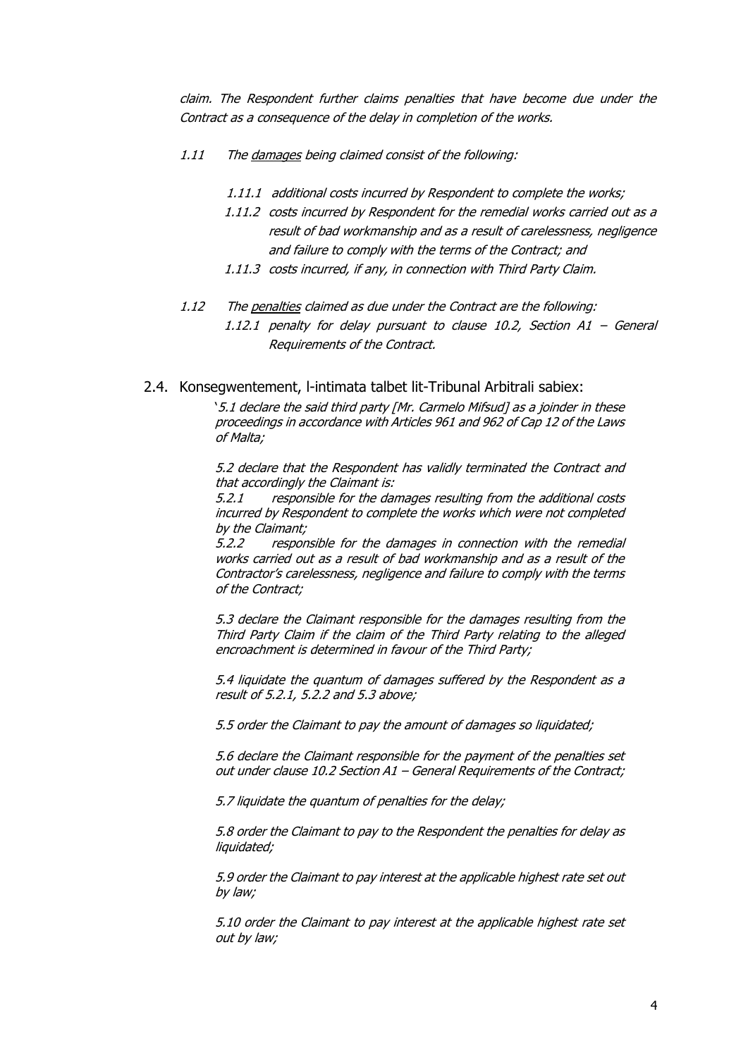*claim. The Respondent further claims penalties that have become due under the Contract as a consequence of the delay in completion of the works.*

*1.11 The damages being claimed consist of the following:*

*1.11.1 additional costs incurred by Respondent to complete the works;*

*1.11.2 costs incurred by Respondent for the remedial works carried out as a result of bad workmanship and as a result of carelessness, negligence and failure to comply with the terms of the Contract; and*

*1.11.3 costs incurred, if any, in connection with Third Party Claim.*

*1.12 The penalties claimed as due under the Contract are the following:*

*1.12.1 penalty for delay pursuant to clause 10.2, Section A1 – General Requirements of the Contract.*

2.4. Konsegwentement, l-intimata talbet lit-Tribunal Arbitrali sabiex:

*'5.1 declare the said third party [Mr. Carmelo Mifsud] as a joinder in these proceedings in accordance with Articles 961 and 962 of Cap 12 of the Laws of Malta;*

*5.2 declare that the Respondent has validly terminated the Contract and that accordingly the Claimant is:*

*5.2.1 responsible for the damages resulting from the additional costs incurred by Respondent to complete the works which were not completed by the Claimant;*

*5.2.2 responsible for the damages in connection with the remedial works carried out as a result of bad workmanship and as a result of the Contractor's carelessness, negligence and failure to comply with the terms of the Contract;*

*5.3 declare the Claimant responsible for the damages resulting from the Third Party Claim if the claim of the Third Party relating to the alleged encroachment is determined in favour of the Third Party;*

*5.4 liquidate the quantum of damages suffered by the Respondent as a result of 5.2.1, 5.2.2 and 5.3 above;*

*5.5 order the Claimant to pay the amount of damages so liquidated;*

*5.6 declare the Claimant responsible for the payment of the penalties set out under clause 10.2 Section A1 – General Requirements of the Contract;*

*5.7 liquidate the quantum of penalties for the delay;*

*5.8 order the Claimant to pay to the Respondent the penalties for delay as liquidated;*

*5.9 order the Claimant to pay interest at the applicable highest rate set out by law;*

*5.10 order the Claimant to pay interest at the applicable highest rate set out by law;*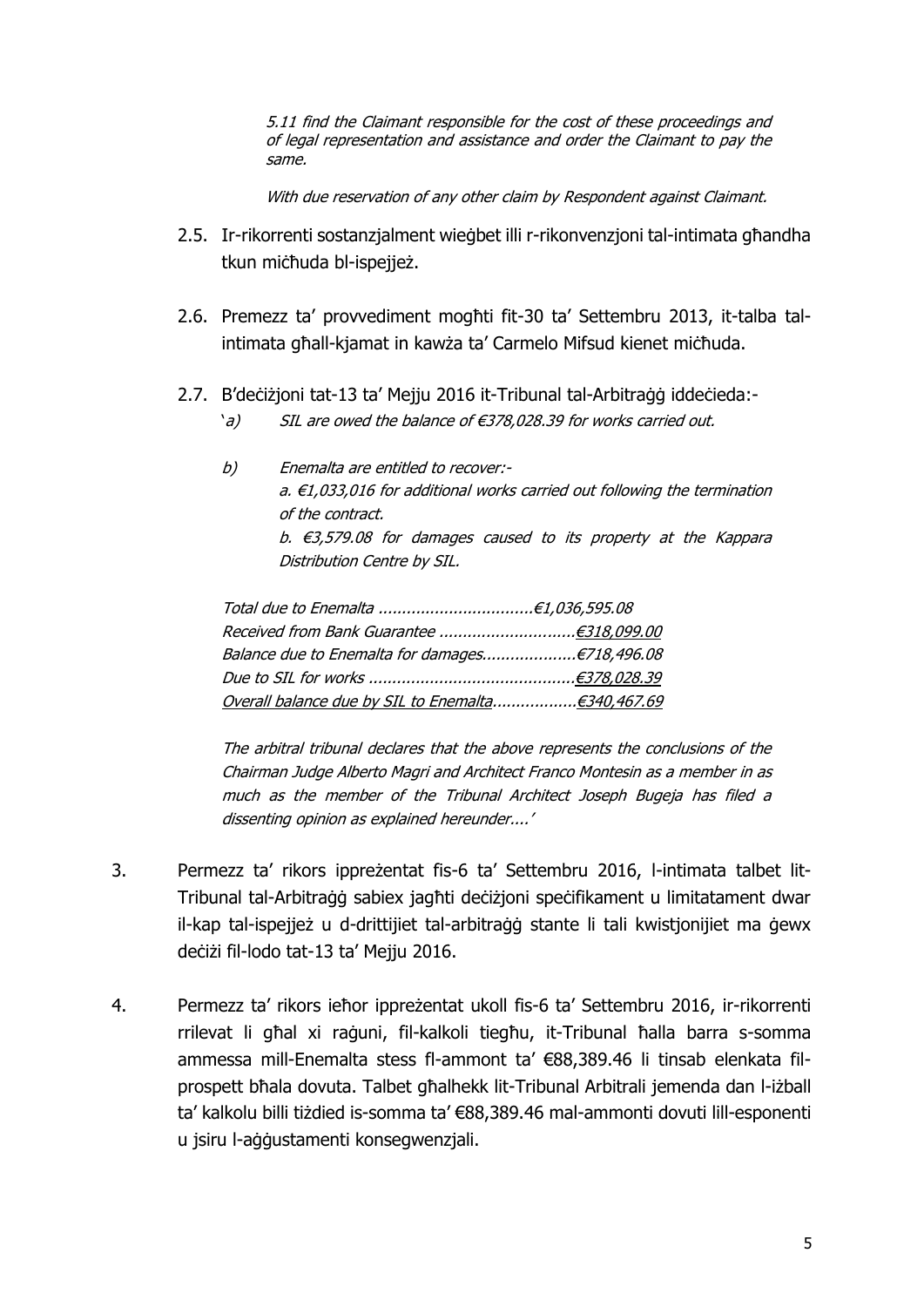*5.11 find the Claimant responsible for the cost of these proceedings and of legal representation and assistance and order the Claimant to pay the same.*

*With due reservation of any other claim by Respondent against Claimant.*

2.5. Ir-rikorrenti sostanzjalment wieġbet illi r-rikonvenzjoni tal-intimata għandha tkun miċħuda bl-ispejjeż.

2.6. Permezz ta' provvediment mogħti fit-30 ta' Settembru 2013, it-talba tal-intimata għall-kjamat in kawża ta' Carmelo Mifsud kienet miċħuda.

2.7. B'deċiżjoni tat-13 ta' Mejju 2016 it-Tribunal tal-Arbitraġġ iddeċieda:-

'*a) SIL are owed the balance of €378,028.39 for works carried out.*

*b) Enemalta are entitled to recover:-*
*a. €1,033,016 for additional works carried out following the termination of the contract.*
*b. €3,579.08 for damages caused to its property at the Kappara Distribution Centre by SIL.*

*Total due to Enemalta ..................................€1,036,595.08*
*Received from Bank Guarantee .............................<u>€318,099.00</u>*
*Balance due to Enemalta for damages....................€718,496.08*
*Due to SIL for works .............................................<u>€378,028.39</u>*
*<u>Overall balance due by SIL to Enemalta..................€340,467.69</u>*

*The arbitral tribunal declares that the above represents the conclusions of the Chairman Judge Alberto Magri and Architect Franco Montesin as a member in as much as the member of the Tribunal Architect Joseph Bugeja has filed a dissenting opinion as explained hereunder....'*

3. Permezz ta' rikors ippreżentat fis-6 ta' Settembru 2016, l-intimata talbet lit-Tribunal tal-Arbitraġġ sabiex jagħti deċiżjoni speċifikament u limitatament dwar il-kap tal-ispejjeż u d-drittijiet tal-arbitraġġ stante li tali kwistjonijiet ma ġewx deċiżi fil-lodo tat-13 ta' Mejju 2016.

4. Permezz ta' rikors ieħor ippreżentat ukoll fis-6 ta' Settembru 2016, ir-rikorrenti rrilevat li għal xi raġuni, fil-kalkoli tiegħu, it-Tribunal ħalla barra s-somma ammessa mill-Enemalta stess fl-ammont ta' €88,389.46 li tinsab elenkata fil-prospett bħala dovuta. Talbet għalhekk lit-Tribunal Arbitrali jemenda dan l-iżball ta' kalkolu billi tiżdied is-somma ta' €88,389.46 mal-ammonti dovuti lill-esponenti u jsiru l-aġġustamenti konsegwenzjali.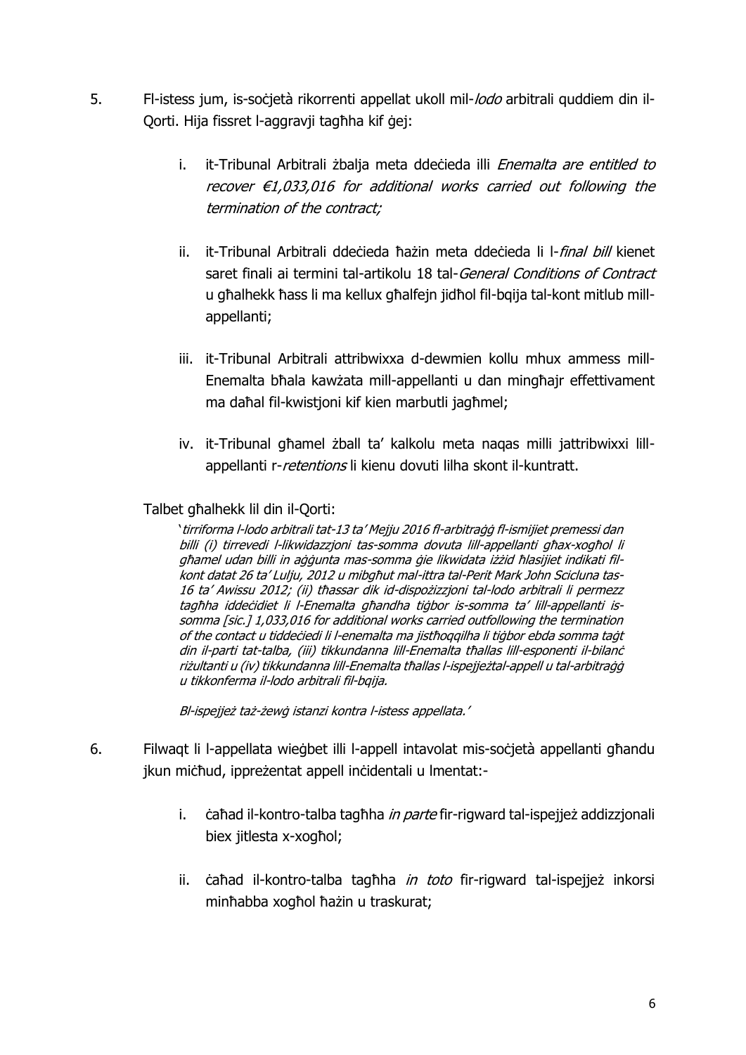5. Fl-istess jum, is-soċjetà rikorrenti appellat ukoll mil-*lodo* arbitrali quddiem din il-Qorti. Hija fissret l-aggravji tagħha kif ġej:

   i. it-Tribunal Arbitrali żbalja meta ddeċieda illi *Enemalta are entitled to recover €1,033,016 for additional works carried out following the termination of the contract;*

   ii. it-Tribunal Arbitrali ddeċieda ħażin meta ddeċieda li l-*final bill* kienet saret finali ai termini tal-artikolu 18 tal-*General Conditions of Contract* u għalhekk ħass li ma kellux għalfejn jidħol fil-bqija tal-kont mitlub mill-appellanti;

   iii. it-Tribunal Arbitrali attribwixxa d-dewmien kollu mhux ammess mill-Enemalta bħala kawżata mill-appellanti u dan mingħajr effettivament ma daħal fil-kwistjoni kif kien marbutli jagħmel;

   iv. it-Tribunal għamel żball ta' kalkolu meta naqas milli jattribwixxi lill-appellanti r-*retentions* li kienu dovuti lilha skont il-kuntratt.

   Talbet għalhekk lil din il-Qorti:

   > '*tirriforma l-lodo arbitrali tat-13 ta' Mejju 2016 fl-arbitraġġ fl-ismijiet premessi dan billi (i) tirrevedi l-likwidazzjoni tas-somma dovuta lill-appellanti għax-xogħol li għamel udan billi in aġġunta mas-somma ġie likwidata iżżid ħlasijiet indikati fil-kont datat 26 ta' Lulju, 2012 u mibgħut mal-ittra tal-Perit Mark John Scicluna tas-16 ta' Awissu 2012; (ii) tħassar dik id-dispożizzjoni tal-lodo arbitrali li permezz tagħha iddeċidiet li l-Enemalta għandha tiġbor is-somma ta' lill-appellanti is-somma [sic.] 1,033,016 for additional works carried outfollowing the termination of the contact u tiddeċiedi li l-enemalta ma jistħoqqilha li tiġbor ebda somma taġt din il-parti tat-talba, (iii) tikkundanna lill-Enemalta tħallas lill-esponenti il-bilanċ riżultanti u (iv) tikkundanna lill-Enemalta tħallas l-ispejjeżtal-appell u tal-arbitraġġ u tikkonferma il-lodo arbitrali fil-bqija.*
   >
   > *Bl-ispejjeż taż-żewġ istanzi kontra l-istess appellata.*'

6. Filwaqt li l-appellata wieġbet illi l-appell intavolat mis-soċjetà appellanti għandu jkun miċħud, ippreżentat appell inċidentali u lmentat:-

   i. ċaħad il-kontro-talba tagħha *in parte* fir-rigward tal-ispejjeż addizzjonali biex jitlesta x-xogħol;

   ii. ċaħad il-kontro-talba tagħha *in toto* fir-rigward tal-ispejjeż inkorsi minħabba xogħol ħażin u traskurat;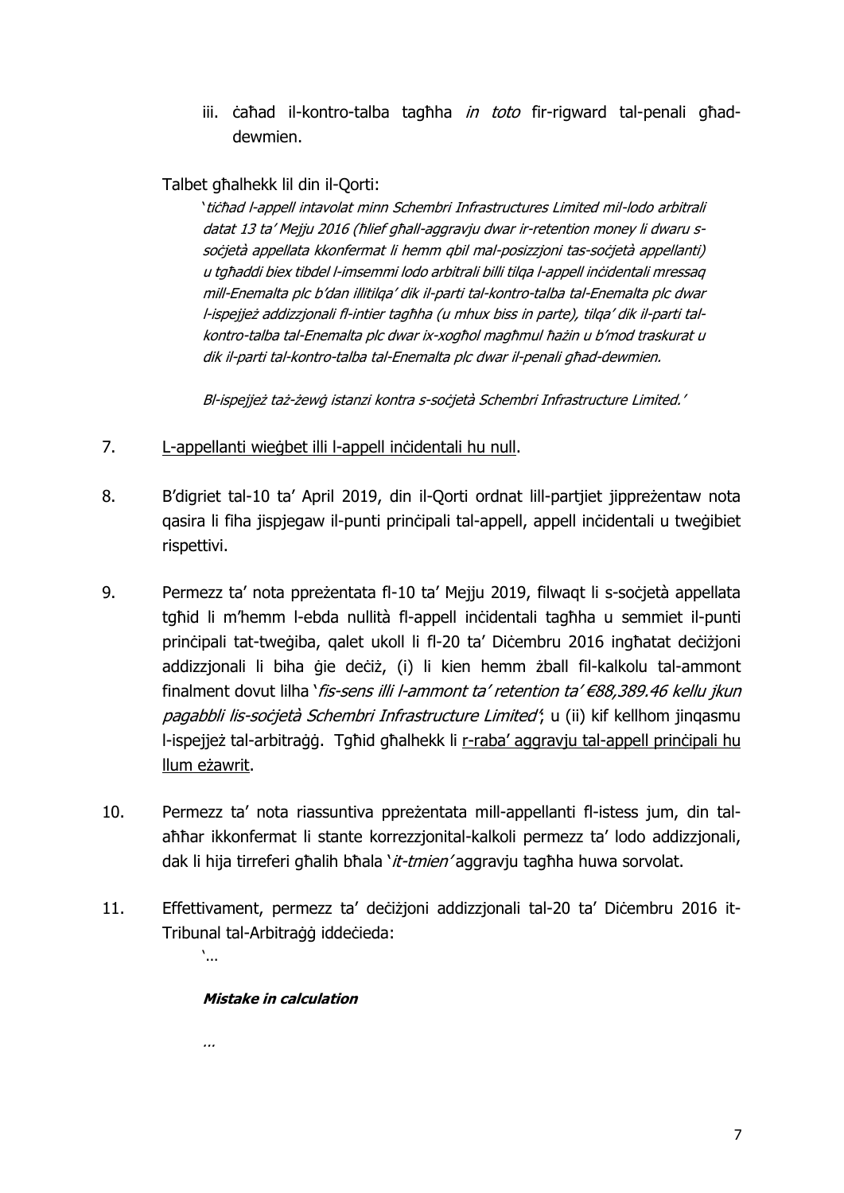iii. ċaħad il-kontro-talba tagħha *in toto* fir-rigward tal-penali għad-dewmien.

Talbet għalhekk lil din il-Qorti:

'*tiċħad l-appell intavolat minn Schembri Infrastructures Limited mil-lodo arbitrali datat 13 ta' Mejju 2016 (ħlief għall-aggravju dwar ir-retention money li dwaru s-soċjetà appellata kkonfermat li hemm qbil mal-posizzjoni tas-soċjetà appellanti) u tgħaddi biex tibdel l-imsemmi lodo arbitrali billi tilqa l-appell inċidentali mressaq mill-Enemalta plc b'dan illitilqa' dik il-parti tal-kontro-talba tal-Enemalta plc dwar l-ispejjeż addizzjonali fl-intier tagħha (u mhux biss in parte), tilqa' dik il-parti tal-kontro-talba tal-Enemalta plc dwar ix-xogħol magħmul ħażin u b'mod traskurat u dik il-parti tal-kontro-talba tal-Enemalta plc dwar il-penali għad-dewmien.*

*Bl-ispejjeż taż-żewġ istanzi kontra s-soċjetà Schembri Infrastructure Limited.*'

7. L-appellanti wieġbet illi l-appell inċidentali hu null.

8. B'digriet tal-10 ta' April 2019, din il-Qorti ordnat lill-partjiet jippreżentaw nota qasira li fiha jispjegaw il-punti prinċipali tal-appell, appell inċidentali u tweġibiet rispettivi.

9. Permezz ta' nota ppreżentata fl-10 ta' Mejju 2019, filwaqt li s-soċjetà appellata tgħid li m'hemm l-ebda nullità fl-appell inċidentali tagħha u semmiet il-punti prinċipali tat-tweġiba, qalet ukoll li fl-20 ta' Diċembru 2016 ingħatat deċiżjoni addizzjonali li biha ġie deċiż, (i) li kien hemm żball fil-kalkolu tal-ammont finalment dovut lilha '*fis-sens illi l-ammont ta' retention ta' €88,389.46 kellu jkun pagabbli lis-soċjetà Schembri Infrastructure Limited*'; u (ii) kif kellhom jinqasmu l-ispejjeż tal-arbitraġġ. Tgħid għalhekk li r-raba' aggravju tal-appell prinċipali hu llum eżawrit.

10. Permezz ta' nota riassuntiva ppreżentata mill-appellanti fl-istess jum, din tal-aħħar ikkonfermat li stante korrezzjonital-kalkoli permezz ta' lodo addizzjonali, dak li hija tirreferi għalih bħala '*it-tmien*' aggravju tagħha huwa sorvolat.

11. Effettivament, permezz ta' deċiżjoni addizzjonali tal-20 ta' Diċembru 2016 it-Tribunal tal-Arbitraġġ iddeċieda:

'…

***Mistake in calculation***

*…*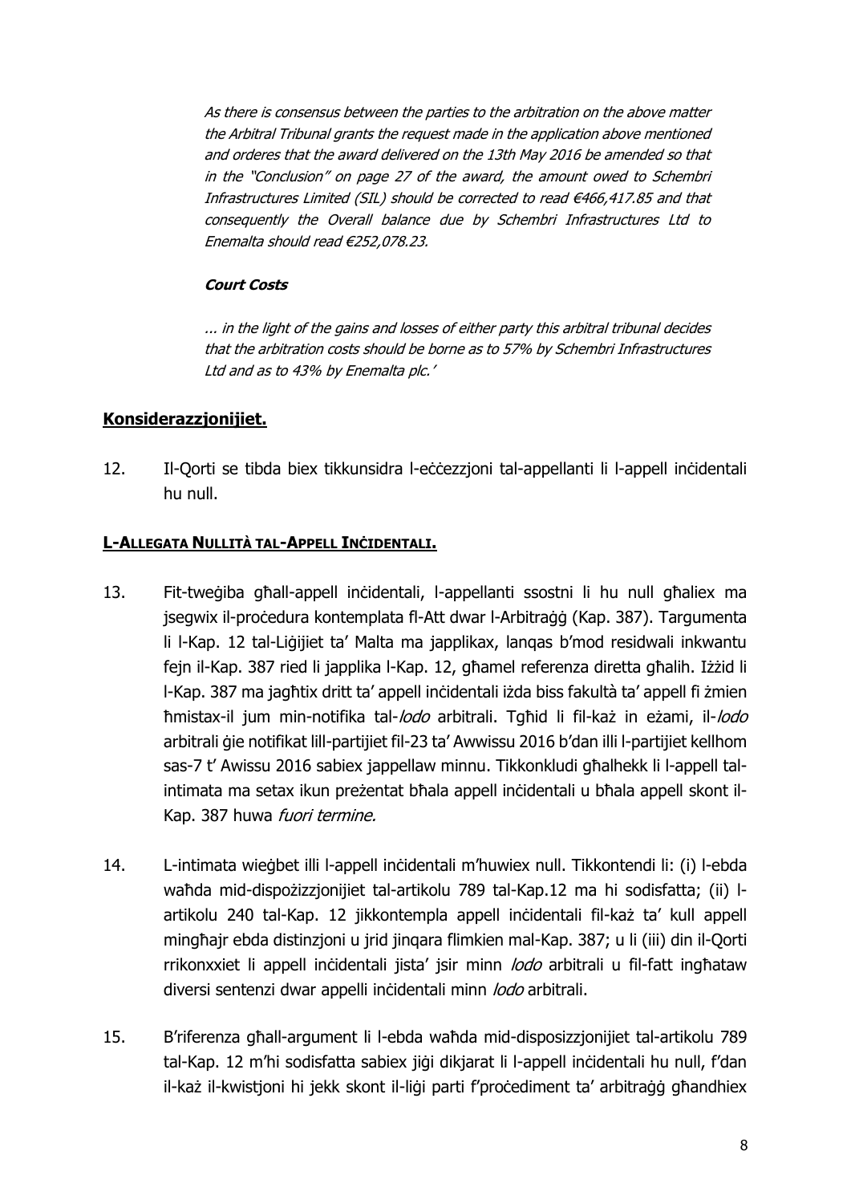*As there is consensus between the parties to the arbitration on the above matter the Arbitral Tribunal grants the request made in the application above mentioned and orderes that the award delivered on the 13th May 2016 be amended so that in the "Conclusion" on page 27 of the award, the amount owed to Schembri Infrastructures Limited (SIL) should be corrected to read €466,417.85 and that consequently the Overall balance due by Schembri Infrastructures Ltd to Enemalta should read €252,078.23.*

***Court Costs***

*... in the light of the gains and losses of either party this arbitral tribunal decides that the arbitration costs should be borne as to 57% by Schembri Infrastructures Ltd and as to 43% by Enemalta plc.'*

## Konsiderazzjonijiet.

12. Il-Qorti se tibda biex tikkunsidra l-eċċezzjoni tal-appellanti li l-appell inċidentali hu null.

### L-Allegata Nullità tal-Appell Inċidentali.

13. Fit-tweġiba għall-appell inċidentali, l-appellanti ssostni li hu null għaliex ma jsegwix il-proċedura kontemplata fl-Att dwar l-Arbitraġġ (Kap. 387). Targumenta li l-Kap. 12 tal-Liġijiet ta' Malta ma japplikax, lanqas b'mod residwali inkwantu fejn il-Kap. 387 ried li japplika l-Kap. 12, għamel referenza diretta għalih. Iżżid li l-Kap. 387 ma jagħtix dritt ta' appell inċidentali iżda biss fakultà ta' appell fi żmien ħmistax-il jum min-notifika tal-*lodo* arbitrali. Tgħid li fil-każ in eżami, il-*lodo* arbitrali ġie notifikat lill-partijiet fil-23 ta' Awwissu 2016 b'dan illi l-partijiet kellhom sas-7 t' Awissu 2016 sabiex jappellaw minnu. Tikkonkludi għalhekk li l-appell tal-intimata ma setax ikun preżentat bħala appell inċidentali u bħala appell skont il-Kap. 387 huwa *fuori termine.*

14. L-intimata wieġbet illi l-appell inċidentali m'huwiex null. Tikkontendi li: (i) l-ebda waħda mid-dispożizzjonijiet tal-artikolu 789 tal-Kap.12 ma hi sodisfatta; (ii) l-artikolu 240 tal-Kap. 12 jikkontempla appell inċidentali fil-każ ta' kull appell mingħajr ebda distinzjoni u jrid jinqara flimkien mal-Kap. 387; u li (iii) din il-Qorti rrikonxxiet li appell inċidentali jista' jsir minn *lodo* arbitrali u fil-fatt ingħataw diversi sentenzi dwar appelli inċidentali minn *lodo* arbitrali.

15. B'riferenza għall-argument li l-ebda waħda mid-disposizzjonijiet tal-artikolu 789 tal-Kap. 12 m'hi sodisfatta sabiex jiġi dikjarat li l-appell inċidentali hu null, f'dan il-każ il-kwistjoni hi jekk skont il-liġi parti f'proċediment ta' arbitraġġ għandhiex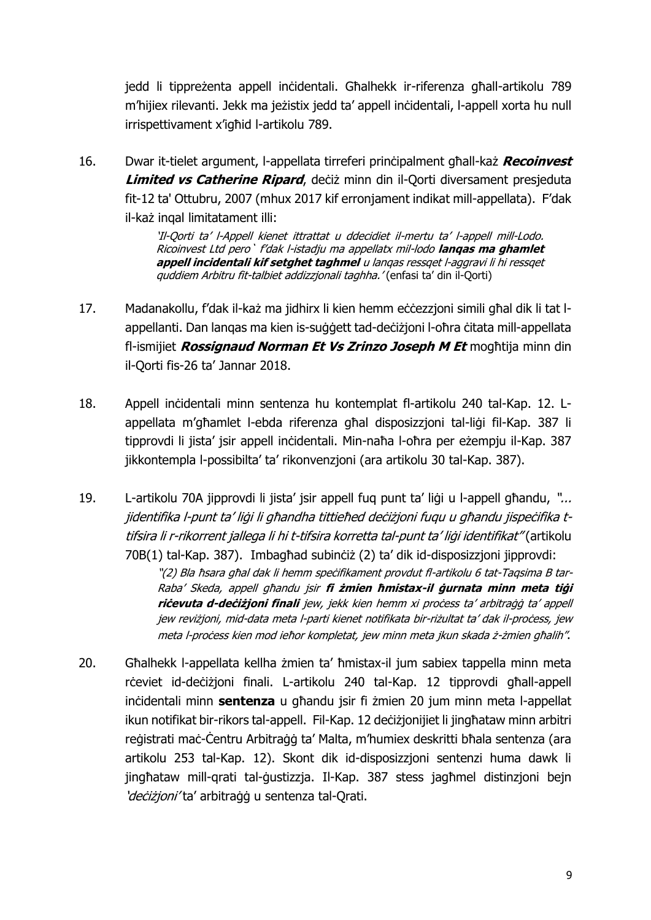jedd li tippreżenta appell inċidentali. Għalhekk ir-riferenza għall-artikolu 789 m'hijiex rilevanti. Jekk ma jeżistix jedd ta' appell inċidentali, l-appell xorta hu null irrispettivament x'igħid l-artikolu 789.

16. Dwar it-tielet argument, l-appellata tirreferi prinċipalment għall-każ ***Recoinvest Limited vs Catherine Ripard***, deċiż minn din il-Qorti diversament presjeduta fit-12 ta' Ottubru, 2007 (mhux 2017 kif erronjament indikat mill-appellata). F'dak il-każ inqal limitatament illi:

> *'Il-Qorti ta' l-Appell kienet ittrattat u ddecidiet il-mertu ta' l-appell mill-Lodo. Ricoinvest Ltd pero` f'dak l-istadju ma appellatx mil-lodo **lanqas ma ghamlet appell incidentali kif setghet taghmel** u lanqas ressqet l-aggravi li hi ressqet quddiem Arbitru fit-talbiet addizzjonali taghha.'* (enfasi ta' din il-Qorti)

17. Madanakollu, f'dak il-każ ma jidhirx li kien hemm eċċezzjoni simili għal dik li tat l-appellanti. Dan lanqas ma kien is-suġġett tad-deċiżjoni l-oħra ċitata mill-appellata fl-ismijiet ***Rossignaud Norman Et Vs Zrinzo Joseph M Et*** mogħtija minn din il-Qorti fis-26 ta' Jannar 2018.

18. Appell inċidentali minn sentenza hu kontemplat fl-artikolu 240 tal-Kap. 12. L-appellata m'għamlet l-ebda riferenza għal disposizzjoni tal-liġi fil-Kap. 387 li tipprovdi li jista' jsir appell inċidentali. Min-naħa l-oħra per eżempju il-Kap. 387 jikkontempla l-possibilta' ta' rikonvenzjoni (ara artikolu 30 tal-Kap. 387).

19. L-artikolu 70A jipprovdi li jista' jsir appell fuq punt ta' liġi u l-appell għandu, *"... jidentifika l-punt ta' liġi li għandha tittieħed deċiżjoni fuqu u għandu jispeċifika t-tifsira li r-rikorrent jallega li hi t-tifsira korretta tal-punt ta' liġi identifikat"* (artikolu 70B(1) tal-Kap. 387). Imbagħad subinċiż (2) ta' dik id-disposizzjoni jipprovdi:

> *"(2) Bla ħsara għal dak li hemm speċifikament provdut fl-artikolu 6 tat-Taqsima B tar-Raba' Skeda, appell għandu jsir **fi żmien ħmistax-il ġurnata minn meta tiġi riċevuta d-deċiżjoni finali** jew, jekk kien hemm xi proċess ta' arbitraġġ ta' appell jew reviżjoni, mid-data meta l-parti kienet notifikata bir-riżultat ta' dak il-proċess, jew meta l-proċess kien mod ieħor kompletat, jew minn meta jkun skada ż-żmien għalih".*

20. Għalhekk l-appellata kellha żmien ta' ħmistax-il jum sabiex tappella minn meta rċeviet id-deċiżjoni finali. L-artikolu 240 tal-Kap. 12 tipprovdi għall-appell inċidentali minn **sentenza** u għandu jsir fi żmien 20 jum minn meta l-appellat ikun notifikat bir-rikors tal-appell. Fil-Kap. 12 deċiżjonijiet li jingħataw minn arbitri reġistrati maċ-Ċentru Arbitraġġ ta' Malta, m'humiex deskritti bħala sentenza (ara artikolu 253 tal-Kap. 12). Skont dik id-disposizzjoni sentenzi huma dawk li jingħataw mill-qrati tal-ġustizzja. Il-Kap. 387 stess jagħmel distinzjoni bejn *'deċiżjoni'* ta' arbitraġġ u sentenza tal-Qrati.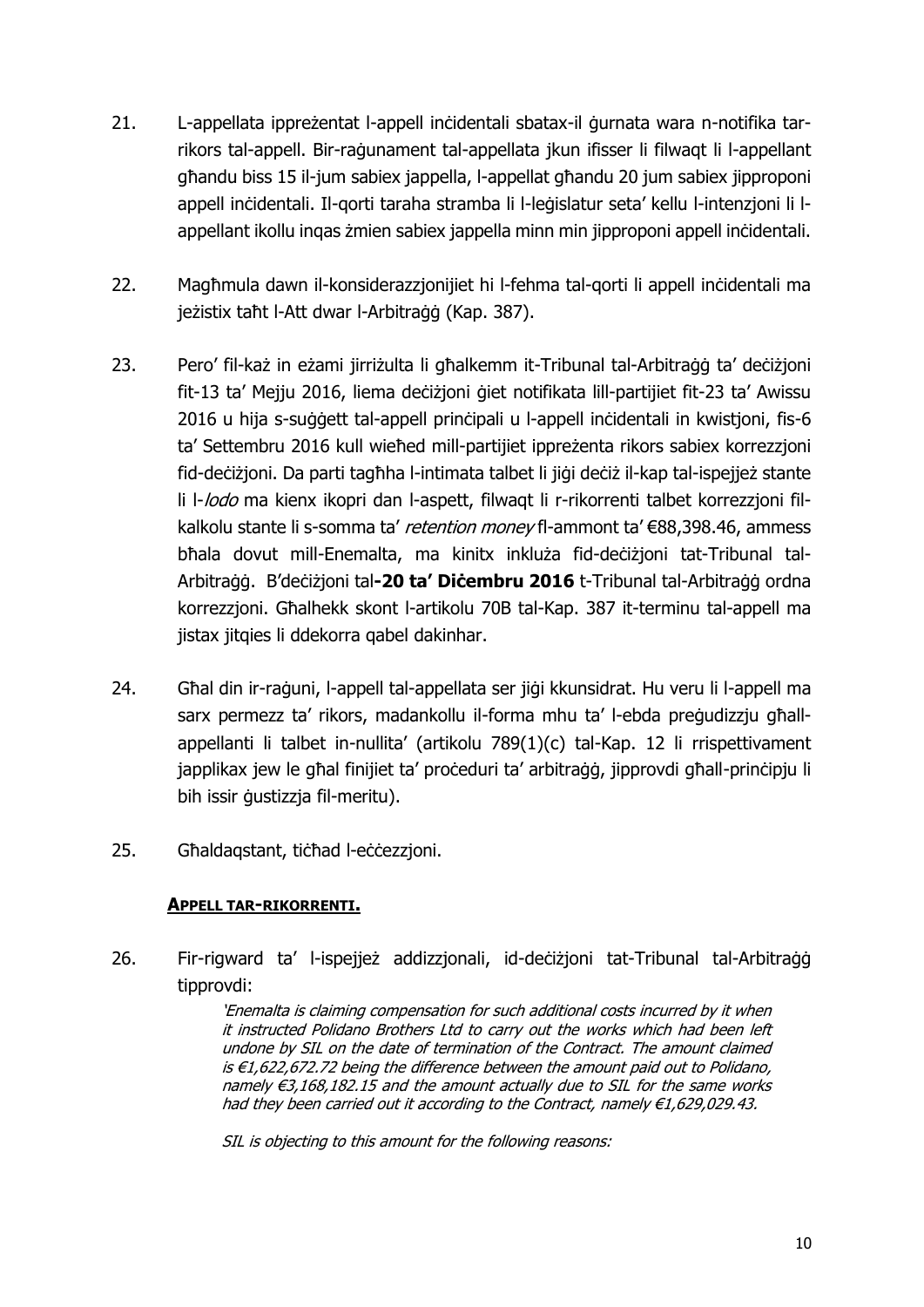21. L-appellata ippreżentat l-appell inċidentali sbatax-il ġurnata wara n-notifika tar-rikors tal-appell. Bir-raġunament tal-appellata jkun ifisser li filwaqt li l-appellant għandu biss 15 il-jum sabiex jappella, l-appellat għandu 20 jum sabiex jipproponi appell inċidentali. Il-qorti taraha stramba li l-leġislatur seta' kellu l-intenzjoni li l-appellant ikollu inqas żmien sabiex jappella minn min jipproponi appell inċidentali.

22. Magħmula dawn il-konsiderazzjonijiet hi l-fehma tal-qorti li appell inċidentali ma jeżistix taħt l-Att dwar l-Arbitraġġ (Kap. 387).

23. Pero' fil-każ in eżami jirriżulta li għalkemm it-Tribunal tal-Arbitraġġ ta' deċiżjoni fit-13 ta' Mejju 2016, liema deċiżjoni ġiet notifikata lill-partijiet fit-23 ta' Awissu 2016 u hija s-suġġett tal-appell prinċipali u l-appell inċidentali in kwistjoni, fis-6 ta' Settembru 2016 kull wieħed mill-partijiet ippreżenta rikors sabiex korrezzjoni fid-deċiżjoni. Da parti tagħha l-intimata talbet li jiġi deċiż il-kap tal-ispejjeż stante li l-*lodo* ma kienx ikopri dan l-aspett, filwaqt li r-rikorrenti talbet korrezzjoni fil-kalkolu stante li s-somma ta' *retention money* fl-ammont ta' €88,398.46, ammess bħala dovut mill-Enemalta, ma kinitx inkluża fid-deċiżjoni tat-Tribunal tal-Arbitraġġ. B'deċiżjoni tal-**20 ta' Diċembru 2016** t-Tribunal tal-Arbitraġġ ordna korrezzjoni. Għalhekk skont l-artikolu 70B tal-Kap. 387 it-terminu tal-appell ma jistax jitqies li ddekorra qabel dakinhar.

24. Għal din ir-raġuni, l-appell tal-appellata ser jiġi kkunsidrat. Hu veru li l-appell ma sarx permezz ta' rikors, madankollu il-forma mhu ta' l-ebda preġudizzju għall-appellanti li talbet in-nullita' (artikolu 789(1)(c) tal-Kap. 12 li rrispettivament japplikax jew le għal finijiet ta' proċeduri ta' arbitraġġ, jipprovdi għall-prinċipju li bih issir ġustizzja fil-meritu).

25. Għaldaqstant, tiċħad l-eċċezzjoni.

**<u>APPELL TAR-RIKORRENTI.</u>**

26. Fir-rigward ta' l-ispejjeż addizzjonali, id-deċiżjoni tat-Tribunal tal-Arbitraġġ tipprovdi:

> *'Enemalta is claiming compensation for such additional costs incurred by it when it instructed Polidano Brothers Ltd to carry out the works which had been left undone by SIL on the date of termination of the Contract. The amount claimed is €1,622,672.72 being the difference between the amount paid out to Polidano, namely €3,168,182.15 and the amount actually due to SIL for the same works had they been carried out it according to the Contract, namely €1,629,029.43.*
>
> *SIL is objecting to this amount for the following reasons:*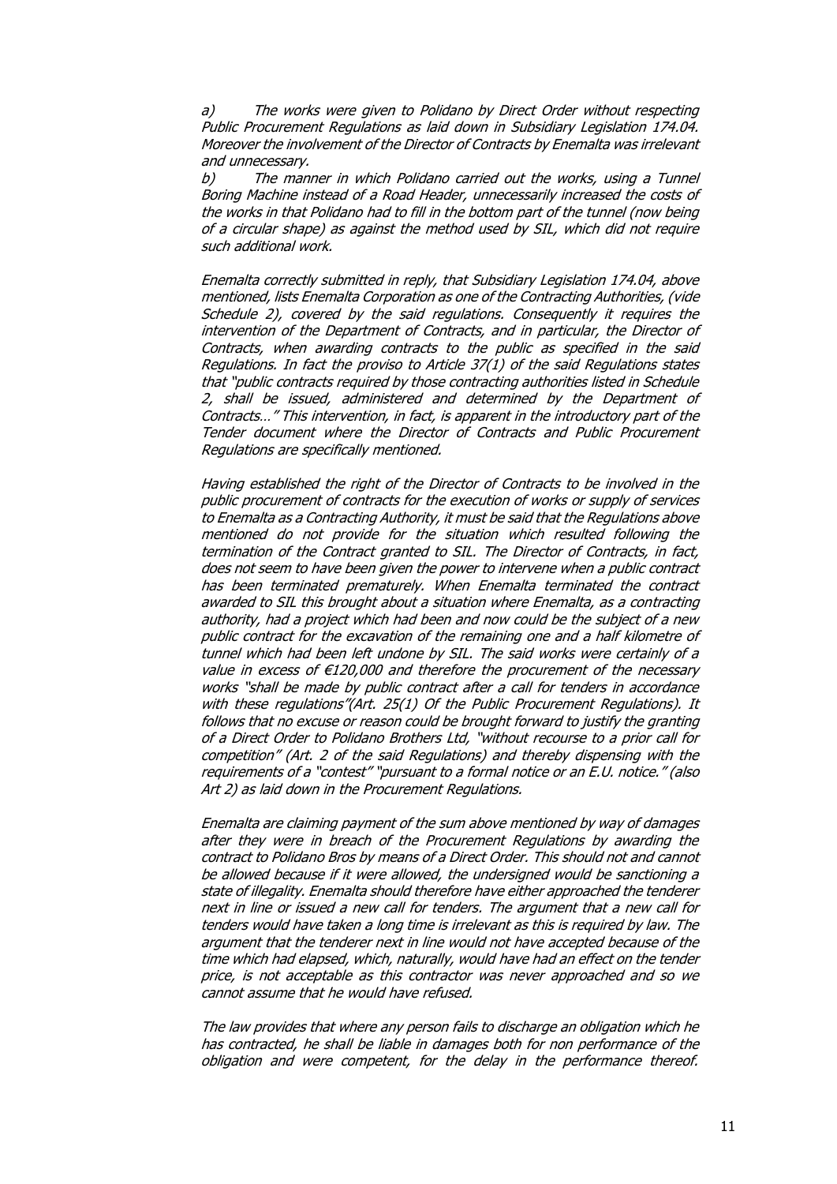*a) The works were given to Polidano by Direct Order without respecting Public Procurement Regulations as laid down in Subsidiary Legislation 174.04. Moreover the involvement of the Director of Contracts by Enemalta was irrelevant and unnecessary.*

*b) The manner in which Polidano carried out the works, using a Tunnel Boring Machine instead of a Road Header, unnecessarily increased the costs of the works in that Polidano had to fill in the bottom part of the tunnel (now being of a circular shape) as against the method used by SIL, which did not require such additional work.*

*Enemalta correctly submitted in reply, that Subsidiary Legislation 174.04, above mentioned, lists Enemalta Corporation as one of the Contracting Authorities, (vide Schedule 2), covered by the said regulations. Consequently it requires the intervention of the Department of Contracts, and in particular, the Director of Contracts, when awarding contracts to the public as specified in the said Regulations. In fact the proviso to Article 37(1) of the said Regulations states that "public contracts required by those contracting authorities listed in Schedule 2, shall be issued, administered and determined by the Department of Contracts…" This intervention, in fact, is apparent in the introductory part of the Tender document where the Director of Contracts and Public Procurement Regulations are specifically mentioned.*

*Having established the right of the Director of Contracts to be involved in the public procurement of contracts for the execution of works or supply of services to Enemalta as a Contracting Authority, it must be said that the Regulations above mentioned do not provide for the situation which resulted following the termination of the Contract granted to SIL. The Director of Contracts, in fact, does not seem to have been given the power to intervene when a public contract has been terminated prematurely. When Enemalta terminated the contract awarded to SIL this brought about a situation where Enemalta, as a contracting authority, had a project which had been and now could be the subject of a new public contract for the excavation of the remaining one and a half kilometre of tunnel which had been left undone by SIL. The said works were certainly of a value in excess of €120,000 and therefore the procurement of the necessary works "shall be made by public contract after a call for tenders in accordance with these regulations"(Art. 25(1) Of the Public Procurement Regulations). It follows that no excuse or reason could be brought forward to justify the granting of a Direct Order to Polidano Brothers Ltd, "without recourse to a prior call for competition" (Art. 2 of the said Regulations) and thereby dispensing with the requirements of a "contest" "pursuant to a formal notice or an E.U. notice." (also Art 2) as laid down in the Procurement Regulations.*

*Enemalta are claiming payment of the sum above mentioned by way of damages after they were in breach of the Procurement Regulations by awarding the contract to Polidano Bros by means of a Direct Order. This should not and cannot be allowed because if it were allowed, the undersigned would be sanctioning a state of illegality. Enemalta should therefore have either approached the tenderer next in line or issued a new call for tenders. The argument that a new call for tenders would have taken a long time is irrelevant as this is required by law. The argument that the tenderer next in line would not have accepted because of the time which had elapsed, which, naturally, would have had an effect on the tender price, is not acceptable as this contractor was never approached and so we cannot assume that he would have refused.*

*The law provides that where any person fails to discharge an obligation which he has contracted, he shall be liable in damages both for non performance of the obligation and were competent, for the delay in the performance thereof.*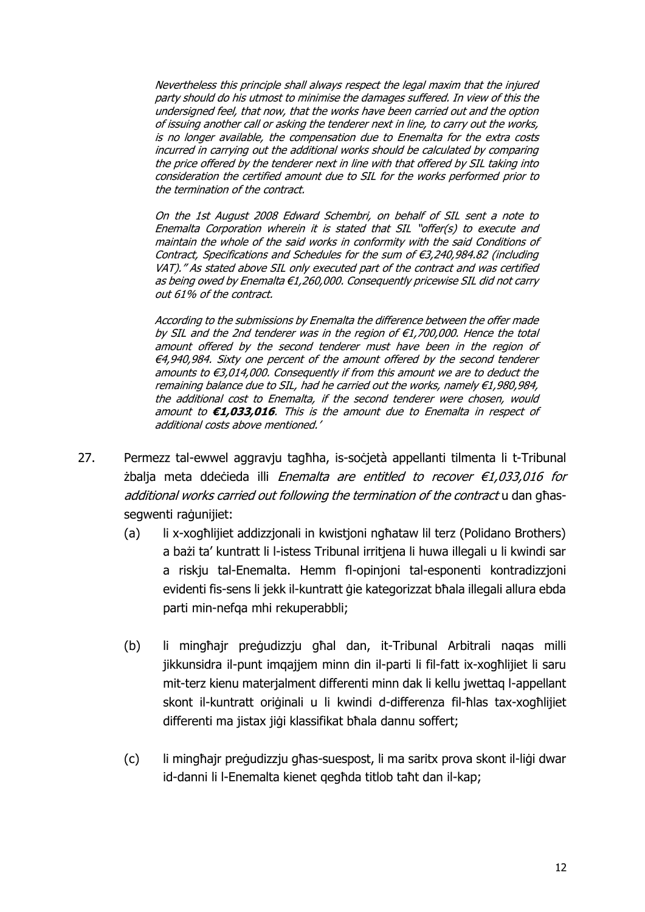*Nevertheless this principle shall always respect the legal maxim that the injured party should do his utmost to minimise the damages suffered. In view of this the undersigned feel, that now, that the works have been carried out and the option of issuing another call or asking the tenderer next in line, to carry out the works, is no longer available, the compensation due to Enemalta for the extra costs incurred in carrying out the additional works should be calculated by comparing the price offered by the tenderer next in line with that offered by SIL taking into consideration the certified amount due to SIL for the works performed prior to the termination of the contract.*

*On the 1st August 2008 Edward Schembri, on behalf of SIL sent a note to Enemalta Corporation wherein it is stated that SIL "offer(s) to execute and maintain the whole of the said works in conformity with the said Conditions of Contract, Specifications and Schedules for the sum of €3,240,984.82 (including VAT)." As stated above SIL only executed part of the contract and was certified as being owed by Enemalta €1,260,000. Consequently pricewise SIL did not carry out 61% of the contract.*

*According to the submissions by Enemalta the difference between the offer made by SIL and the 2nd tenderer was in the region of €1,700,000. Hence the total amount offered by the second tenderer must have been in the region of €4,940,984. Sixty one percent of the amount offered by the second tenderer amounts to €3,014,000. Consequently if from this amount we are to deduct the remaining balance due to SIL, had he carried out the works, namely €1,980,984, the additional cost to Enemalta, if the second tenderer were chosen, would amount to* ***€1,033,016****. This is the amount due to Enemalta in respect of additional costs above mentioned.'*

27. Permezz tal-ewwel aggravju tagħha, is-soċjetà appellanti tilmenta li t-Tribunal żbalja meta ddeċieda illi *Enemalta are entitled to recover €1,033,016 for additional works carried out following the termination of the contract* u dan għas-segwenti raġunijiet:

    (a) li x-xogħlijiet addizzjonali in kwistjoni ngħataw lil terz (Polidano Brothers) a bażi ta' kuntratt li l-istess Tribunal irritjena li huwa illegali u li kwindi sar a riskju tal-Enemalta. Hemm fl-opinjoni tal-esponenti kontradizzjoni evidenti fis-sens li jekk il-kuntratt ġie kategorizzat bħala illegali allura ebda parti min-nefqa mhi rekuperabbli;

    (b) li mingħajr preġudizzju għal dan, it-Tribunal Arbitrali naqas milli jikkunsidra il-punt imqajjem minn din il-parti li fil-fatt ix-xogħlijiet li saru mit-terz kienu materjalment differenti minn dak li kellu jwettaq l-appellant skont il-kuntratt oriġinali u li kwindi d-differenza fil-ħlas tax-xogħlijiet differenti ma jistax jiġi klassifikat bħala dannu soffert;

    (c) li mingħajr preġudizzju għas-suespost, li ma saritx prova skont il-liġi dwar id-danni li l-Enemalta kienet qegħda titlob taħt dan il-kap;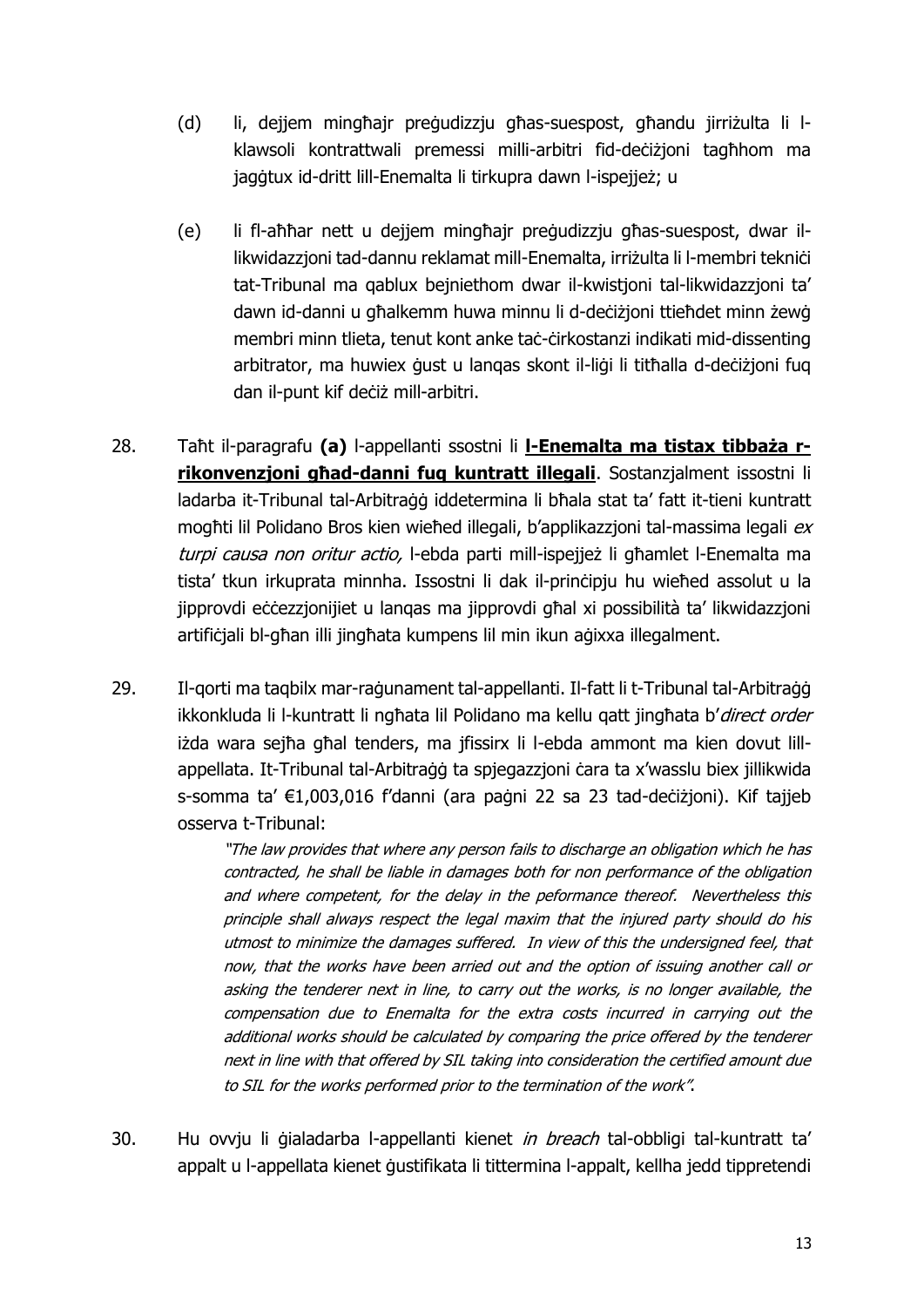(d) li, dejjem mingħajr preġudizzju għas-suespost, għandu jirriżulta li l-klawsoli kontrattwali premessi milli-arbitri fid-deċiżjoni tagħhom ma jaġġtux id-dritt lill-Enemalta li tirkupra dawn l-ispejjeż; u

(e) li fl-aħħar nett u dejjem mingħajr preġudizzju għas-suespost, dwar il-likwidazzjoni tad-dannu reklamat mill-Enemalta, irriżulta li l-membri tekniċi tat-Tribunal ma qablux bejniethom dwar il-kwistjoni tal-likwidazzjoni ta' dawn id-danni u għalkemm huwa minnu li d-deċiżjoni ttieħdet minn żewġ membri minn tlieta, tenut kont anke taċ-ċirkostanzi indikati mid-dissenting arbitrator, ma huwiex ġust u lanqas skont il-liġi li titħalla d-deċiżjoni fuq dan il-punt kif deċiż mill-arbitri.

28. Taħt il-paragrafu **(a)** l-appellanti ssostni li **l-Enemalta ma tistax tibbaża r-rikonvenzjoni għad-danni fuq kuntratt illegali**. Sostanzjalment issostni li ladarba it-Tribunal tal-Arbitraġġ iddetermina li bħala stat ta' fatt it-tieni kuntratt mogħti lil Polidano Bros kien wieħed illegali, b'applikazzjoni tal-massima legali *ex turpi causa non oritur actio,* l-ebda parti mill-ispejjeż li għamlet l-Enemalta ma tista' tkun irkuprata minnha. Issostni li dak il-prinċipju hu wieħed assolut u la jipprovdi eċċezzjonijiet u lanqas ma jipprovdi għal xi possibilità ta' likwidazzjoni artifiċjali bl-għan illi jingħata kumpens lil min ikun aġixxa illegalment.

29. Il-qorti ma taqbilx mar-raġunament tal-appellanti. Il-fatt li t-Tribunal tal-Arbitraġġ ikkonkluda li l-kuntratt li ngħata lil Polidano ma kellu qatt jingħata b'*direct order* iżda wara sejħa għal tenders, ma jfissirx li l-ebda ammont ma kien dovut lill-appellata. It-Tribunal tal-Arbitraġġ ta spjegazzjoni ċara ta x'wasslu biex jillikwida s-somma ta' €1,003,016 f'danni (ara paġni 22 sa 23 tad-deċiżjoni). Kif tajjeb osserva t-Tribunal:

> *"The law provides that where any person fails to discharge an obligation which he has contracted, he shall be liable in damages both for non performance of the obligation and where competent, for the delay in the peformance thereof. Nevertheless this principle shall always respect the legal maxim that the injured party should do his utmost to minimize the damages suffered. In view of this the undersigned feel, that now, that the works have been arried out and the option of issuing another call or asking the tenderer next in line, to carry out the works, is no longer available, the compensation due to Enemalta for the extra costs incurred in carrying out the additional works should be calculated by comparing the price offered by the tenderer next in line with that offered by SIL taking into consideration the certified amount due to SIL for the works performed prior to the termination of the work".*

30. Hu ovvju li ġialadarba l-appellanti kienet *in breach* tal-obbligi tal-kuntratt ta' appalt u l-appellata kienet ġustifikata li tittermina l-appalt, kellha jedd tippretendi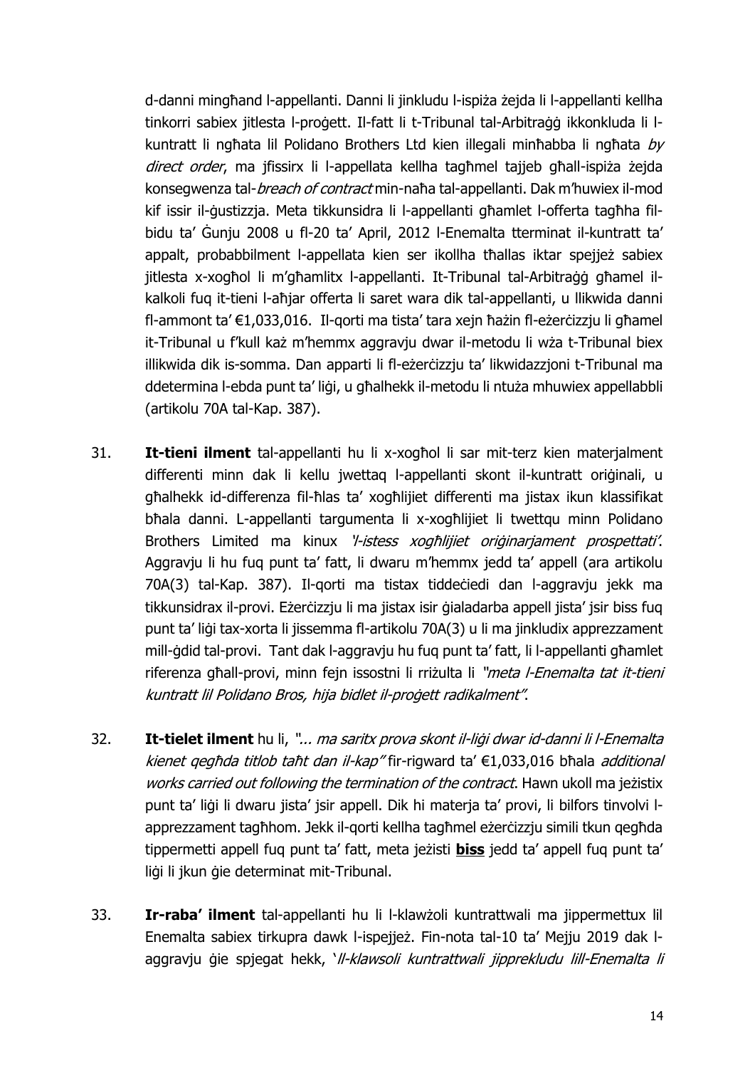d-danni mingħand l-appellanti. Danni li jinkludu l-ispiża żejda li l-appellanti kellha tinkorri sabiex jitlesta l-proġett. Il-fatt li t-Tribunal tal-Arbitraġġ ikkonkluda li l-kuntratt li ngħata lil Polidano Brothers Ltd kien illegali minħabba li ngħata *by direct order*, ma jfissirx li l-appellata kellha tagħmel tajjeb għall-ispiża żejda konsegwenza tal-*breach of contract* min-naħa tal-appellanti. Dak m'huwiex il-mod kif issir il-ġustizzja. Meta tikkunsidra li l-appellanti għamlet l-offerta tagħha fil-bidu ta' Ġunju 2008 u fl-20 ta' April, 2012 l-Enemalta tterminat il-kuntratt ta' appalt, probabbilment l-appellata kien ser ikollha tħallas iktar spejjeż sabiex jitlesta x-xogħol li m'għamlitx l-appellanti. It-Tribunal tal-Arbitraġġ għamel il-kalkoli fuq it-tieni l-aħjar offerta li saret wara dik tal-appellanti, u llikwida danni fl-ammont ta' €1,033,016. Il-qorti ma tista' tara xejn ħażin fl-eżerċizzju li għamel it-Tribunal u f'kull każ m'hemmx aggravju dwar il-metodu li wża t-Tribunal biex illikwida dik is-somma. Dan apparti li fl-eżerċizzju ta' likwidazzjoni t-Tribunal ma ddetermina l-ebda punt ta' liġi, u għalhekk il-metodu li ntuża mhuwiex appellabbli (artikolu 70A tal-Kap. 387).

31. **It-tieni ilment** tal-appellanti hu li x-xogħol li sar mit-terz kien materjalment differenti minn dak li kellu jwettaq l-appellanti skont il-kuntratt oriġinali, u għalhekk id-differenza fil-ħlas ta' xogħlijiet differenti ma jistax ikun klassifikat bħala danni. L-appellanti targumenta li x-xogħlijiet li twettqu minn Polidano Brothers Limited ma kinux *'l-istess xogħlijiet oriġinarjament prospettati'*. Aggravju li hu fuq punt ta' fatt, li dwaru m'hemmx jedd ta' appell (ara artikolu 70A(3) tal-Kap. 387). Il-qorti ma tistax tiddeċiedi dan l-aggravju jekk ma tikkunsidrax il-provi. Eżerċizzju li ma jistax isir ġialadarba appell jista' jsir biss fuq punt ta' liġi tax-xorta li jissemma fl-artikolu 70A(3) u li ma jinkludix apprezzament mill-ġdid tal-provi. Tant dak l-aggravju hu fuq punt ta' fatt, li l-appellanti għamlet riferenza għall-provi, minn fejn issostni li rriżulta li *"meta l-Enemalta tat it-tieni kuntratt lil Polidano Bros, hija bidlet il-proġett radikalment"*.

32. **It-tielet ilment** hu li, *"... ma saritx prova skont il-liġi dwar id-danni li l-Enemalta kienet qegħda titlob taħt dan il-kap"* fir-rigward ta' €1,033,016 bħala *additional works carried out following the termination of the contract*. Hawn ukoll ma jeżistix punt ta' liġi li dwaru jista' jsir appell. Dik hi materja ta' provi, li bilfors tinvolvi l-apprezzament tagħhom. Jekk il-qorti kellha tagħmel eżerċizzju simili tkun qegħda tippermetti appell fuq punt ta' fatt, meta jeżisti **biss** jedd ta' appell fuq punt ta' liġi li jkun ġie determinat mit-Tribunal.

33. **Ir-raba' ilment** tal-appellanti hu li l-klawżoli kuntrattwali ma jippermettux lil Enemalta sabiex tirkupra dawk l-ispejjeż. Fin-nota tal-10 ta' Mejju 2019 dak l-aggravju ġie spjegat hekk, *'Il-klawsoli kuntrattwali jipprekludu lill-Enemalta li*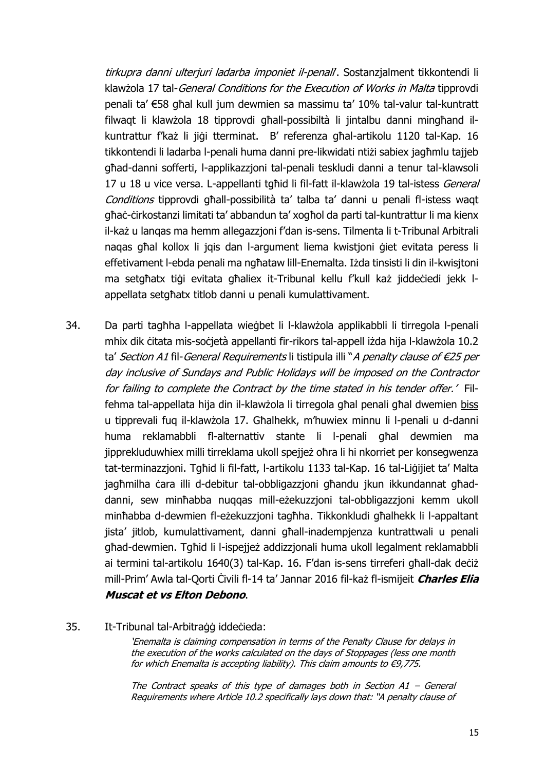*tirkupra danni ulterjuri ladarba imponiet il-penali*. Sostanzjalment tikkontendi li klawżola 17 tal-*General Conditions for the Execution of Works in Malta* tipprovdi penali ta' €58 għal kull jum dewmien sa massimu ta' 10% tal-valur tal-kuntratt filwaqt li klawżola 18 tipprovdi għall-possibiltà li jintalbu danni mingħand il-kuntrattur f'każ li jiġi tterminat. B' referenza għal-artikolu 1120 tal-Kap. 16 tikkontendi li ladarba l-penali huma danni pre-likwidati ntiżi sabiex jagħmlu tajjeb għad-danni sofferti, l-applikazzjoni tal-penali teskludi danni a tenur tal-klawsoli 17 u 18 u vice versa. L-appellanti tgħid li fil-fatt il-klawżola 19 tal-istess *General Conditions* tipprovdi għall-possibilità ta' talba ta' danni u penali fl-istess waqt għaċ-ċirkostanzi limitati ta' abbandun ta' xogħol da parti tal-kuntrattur li ma kienx il-każ u lanqas ma hemm allegazzjoni f'dan is-sens. Tilmenta li t-Tribunal Arbitrali naqas għal kollox li jqis dan l-argument liema kwistjoni ġiet evitata peress li effetivament l-ebda penali ma ngħataw lill-Enemalta. Iżda tinsisti li din il-kwisjtoni ma setgħatx tiġi evitata għaliex it-Tribunal kellu f'kull każ jiddeċiedi jekk l-appellata setgħatx titlob danni u penali kumulattivament.

34. Da parti tagħha l-appellata wieġbet li l-klawżola applikabbli li tirregola l-penali mhix dik ċitata mis-soċjetà appellanti fir-rikors tal-appell iżda hija l-klawżola 10.2 ta' *Section A1* fil-*General Requirements* li tistipula illi "*A penalty clause of €25 per day inclusive of Sundays and Public Holidays will be imposed on the Contractor for failing to complete the Contract by the time stated in his tender offer.'* Fil-fehma tal-appellata hija din il-klawżola li tirregola għal penali għal dwemien biss u tipprevali fuq il-klawżola 17. Għalhekk, m'huwiex minnu li l-penali u d-danni huma reklamabbli fl-alternattiv stante li l-penali għal dewmien ma jipprekluduwhiex milli tirreklama ukoll spejjeż oħra li hi nkorriet per konsegwenza tat-terminazzjoni. Tgħid li fil-fatt, l-artikolu 1133 tal-Kap. 16 tal-Liġijiet ta' Malta jagħmilha ċara illi d-debitur tal-obbligazzjoni għandu jkun ikkundannat għad-danni, sew minħabba nuqqas mill-eżekuzzjoni tal-obbligazzjoni kemm ukoll minħabba d-dewmien fl-eżekuzzjoni tagħha. Tikkonkludi għalhekk li l-appaltant jista' jitlob, kumulattivament, danni għall-inadempjenza kuntrattwali u penali għad-dewmien. Tgħid li l-ispejjeż addizzjonali huma ukoll legalment reklamabbli ai termini tal-artikolu 1640(3) tal-Kap. 16. F'dan is-sens tirreferi għall-dak deċiż mill-Prim' Awla tal-Qorti Ċivili fl-14 ta' Jannar 2016 fil-każ fl-ismijeit ***Charles Elia Muscat et vs Elton Debono***.

35. It-Tribunal tal-Arbitraġġ iddeċieda:

> *'Enemalta is claiming compensation in terms of the Penalty Clause for delays in the execution of the works calculated on the days of Stoppages (less one month for which Enemalta is accepting liability). This claim amounts to €9,775.*
>
> *The Contract speaks of this type of damages both in Section A1 – General Requirements where Article 10.2 specifically lays down that: "A penalty clause of*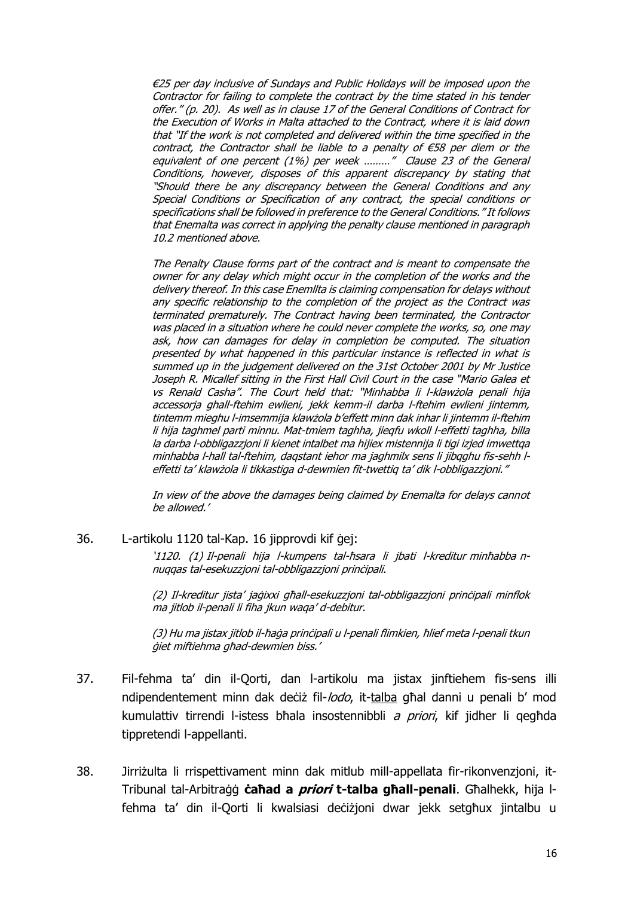*€25 per day inclusive of Sundays and Public Holidays will be imposed upon the Contractor for failing to complete the contract by the time stated in his tender offer." (p. 20). As well as in clause 17 of the General Conditions of Contract for the Execution of Works in Malta attached to the Contract, where it is laid down that "If the work is not completed and delivered within the time specified in the contract, the Contractor shall be liable to a penalty of €58 per diem or the equivalent of one percent (1%) per week ………" Clause 23 of the General Conditions, however, disposes of this apparent discrepancy by stating that "Should there be any discrepancy between the General Conditions and any Special Conditions or Specification of any contract, the special conditions or specifications shall be followed in preference to the General Conditions." It follows that Enemalta was correct in applying the penalty clause mentioned in paragraph 10.2 mentioned above.*

*The Penalty Clause forms part of the contract and is meant to compensate the owner for any delay which might occur in the completion of the works and the delivery thereof. In this case Enemllta is claiming compensation for delays without any specific relationship to the completion of the project as the Contract was terminated prematurely. The Contract having been terminated, the Contractor was placed in a situation where he could never complete the works, so, one may ask, how can damages for delay in completion be computed. The situation presented by what happened in this particular instance is reflected in what is summed up in the judgement delivered on the 31st October 2001 by Mr Justice Joseph R. Micallef sitting in the First Hall Civil Court in the case "Mario Galea et vs Renald Casha". The Court held that: "Minhabba li l-klawżola penali hija accessorja ghall-ftehim ewlieni, jekk kemm-il darba l-ftehim ewlieni jintemm, tintemm mieghu l-imsemmija klawżola b'effett minn dak inhar li jintemm il-ftehim li hija taghmel parti minnu. Mat-tmiem taghha, jieqfu wkoll l-effetti taghha, billa la darba l-obbligazzjoni li kienet intalbet ma hijiex mistennija li tigi izjed imwettqa minhabba l-hall tal-ftehim, daqstant iehor ma jaghmilx sens li jibqghu fis-sehh l-effetti ta' klawżola li tikkastiga d-dewmien fit-twettiq ta' dik l-obbligazzjoni."*

*In view of the above the damages being claimed by Enemalta for delays cannot be allowed.'*

36. L-artikolu 1120 tal-Kap. 16 jipprovdi kif ġej:

> '1120. (1) *Il-penali hija l-kumpens tal-ħsara li jbati l-kreditur minħabba n-nuqqas tal-esekuzzjoni tal-obbligazzjoni prinċipali.*
>
> *(2) Il-kreditur jista' jaġixxi għall-esekuzzjoni tal-obbligazzjoni prinċipali minflok ma jitlob il-penali li fiha jkun waqa' d-debitur.*
>
> *(3) Hu ma jistax jitlob il-ħaġa prinċipali u l-penali flimkien, ħlief meta l-penali tkun ġiet miftiehma għad-dewmien biss.'*

37. Fil-fehma ta' din il-Qorti, dan l-artikolu ma jistax jinftiehem fis-sens illi ndipendentement minn dak deċiż fil-*lodo*, it-talba għal danni u penali b' mod kumulattiv tirrendi l-istess bħala insostennibbli *a priori*, kif jidher li qegħda tippretendi l-appellanti.

38. Jirriżulta li rrispettivament minn dak mitlub mill-appellata fir-rikonvenzjoni, it-Tribunal tal-Arbitraġġ **ċaħad a *priori* t-talba għall-penali**. Għalhekk, hija l-fehma ta' din il-Qorti li kwalsiasi deċiżjoni dwar jekk setgħux jintalbu u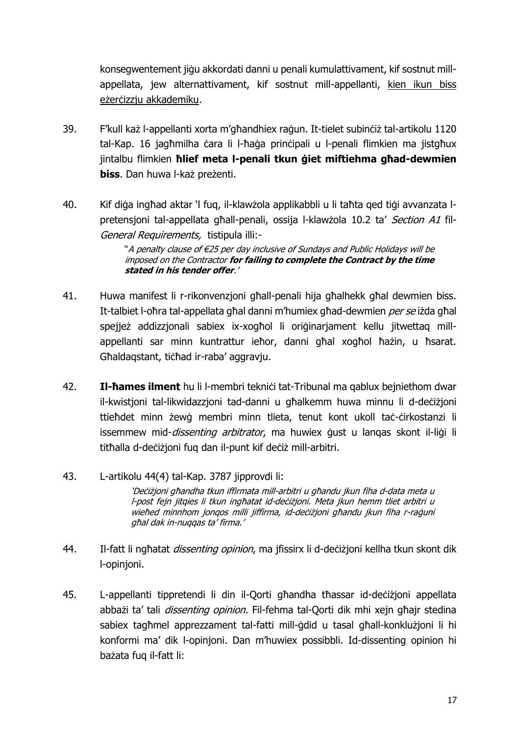konsegwentement jiġu akkordati danni u penali kumulattivament, kif sostnut mill-appellata, jew alternattivament, kif sostnut mill-appellanti, kien ikun biss eżerċizzju akkademiku.

39. F'kull każ l-appellanti xorta m'għandhiex raġun. It-tielet subinċiż tal-artikolu 1120 tal-Kap. 16 jagħmilha ċara li l-ħaġa prinċipali u l-penali flimkien ma jistgħux jintalbu flimkien **ħlief meta l-penali tkun ġiet miftiehma għad-dewmien biss**. Dan huwa l-każ preżenti.

40. Kif diġa ingħad aktar 'l fuq, il-klawżola applikabbli u li taħta qed tiġi avvanzata l-pretensjoni tal-appellata għall-penali, ossija l-klawżola 10.2 ta' *Section A1* fil-*General Requirements,* tistipula illi:-

> "*A penalty clause of €25 per day inclusive of Sundays and Public Holidays will be imposed on the Contractor* ***for failing to complete the Contract by the time stated in his tender offer***.'

41. Huwa manifest li r-rikonvenzjoni għall-penali hija għalhekk għal dewmien biss. It-talbiet l-oħra tal-appellata għal danni m'humiex għad-dewmien *per se* iżda għal spejjeż addizzjonali sabiex ix-xogħol li oriġinarjament kellu jitwettaq mill-appellanti sar minn kuntrattur ieħor, danni għal xogħol ħażin, u ħsarat. Għaldaqstant, tiċħad ir-raba' aggravju.

42. **Il-ħames ilment** hu li l-membri tekniċi tat-Tribunal ma qablux bejniethom dwar il-kwistjoni tal-likwidazzjoni tad-danni u għalkemm huwa minnu li d-deċiżjoni ttieħdet minn żewġ membri minn tlieta, tenut kont ukoll taċ-ċirkostanzi li issemmew mid-*dissenting arbitrator*, ma huwiex ġust u lanqas skont il-liġi li titħalla d-deċiżjoni fuq dan il-punt kif deċiż mill-arbitri.

43. L-artikolu 44(4) tal-Kap. 3787 jipprovdi li:

> '*Deċiżjoni għandha tkun iffirmata mill-arbitri u għandu jkun fiha d-data meta u l-post fejn jitqies li tkun ingħatat id-deċiżjoni. Meta jkun hemm tliet arbitri u wieħed minnhom jonqos milli jiffirma, id-deċiżjoni għandu jkun fiha r-raġuni għal dak in-nuqqas ta' firma.*'

44. Il-fatt li ngħatat *dissenting opinion*, ma jfissirx li d-deċiżjoni kellha tkun skont dik l-opinjoni.

45. L-appellanti tippretendi li din il-Qorti għandha tħassar id-deċiżjoni appellata abbażi ta' tali *dissenting opinion.* Fil-fehma tal-Qorti dik mhi xejn għajr stedina sabiex tagħmel apprezzament tal-fatti mill-ġdid u tasal għall-konklużjoni li hi konformi ma' dik l-opinjoni. Dan m'huwiex possibbli. Id-dissenting opinion hi bażata fuq il-fatt li: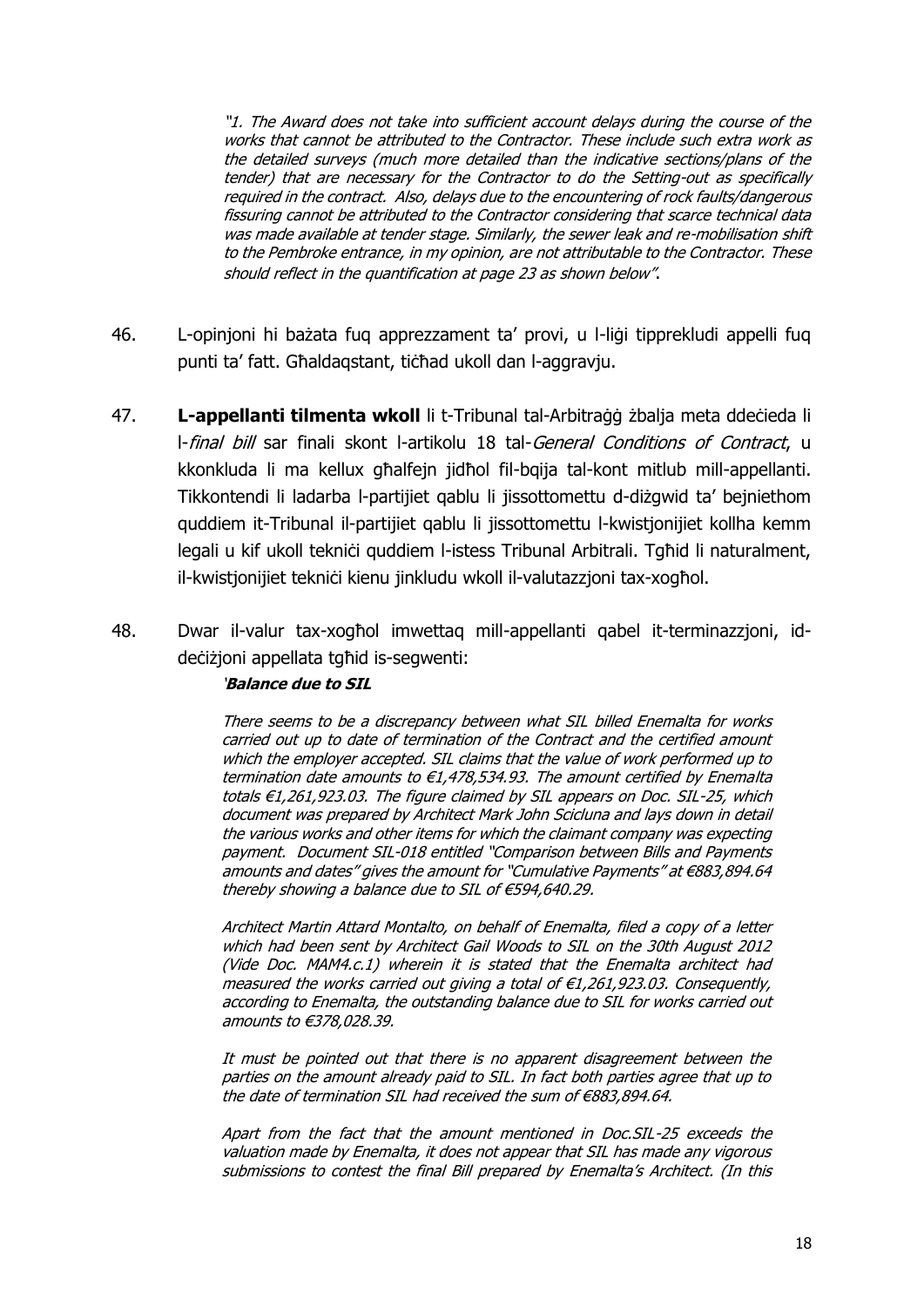*"1. The Award does not take into sufficient account delays during the course of the works that cannot be attributed to the Contractor. These include such extra work as the detailed surveys (much more detailed than the indicative sections/plans of the tender) that are necessary for the Contractor to do the Setting-out as specifically required in the contract. Also, delays due to the encountering of rock faults/dangerous fissuring cannot be attributed to the Contractor considering that scarce technical data was made available at tender stage. Similarly, the sewer leak and re-mobilisation shift to the Pembroke entrance, in my opinion, are not attributable to the Contractor. These should reflect in the quantification at page 23 as shown below".*

46. L-opinjoni hi bażata fuq apprezzament ta' provi, u l-liġi tippreklUdi appelli fuq punti ta' fatt. Għaldaqstant, tiċħad ukoll dan l-aggravju.

47. **L-appellanti tilmenta wkoll** li t-Tribunal tal-Arbitraġġ żbalja meta ddeċieda li l-*final bill* sar finali skont l-artikolu 18 tal-*General Conditions of Contract*, u kkonkluda li ma kellux għalfejn jidħol fil-bqija tal-kont mitlub mill-appellanti. Tikkontendi li ladarba l-partijiet qablu li jissottomettu d-diżgwid ta' bejniethom quddiem it-Tribunal il-partijiet qablu li jissottomettu l-kwistjonijiet kollha kemm legali u kif ukoll tekniċi quddiem l-istess Tribunal Arbitrali. Tgħid li naturalment, il-kwistjonijiet tekniċi kienu jinkludu wkoll il-valutazzjoni tax-xogħol.

48. Dwar il-valur tax-xogħol imwettaq mill-appellanti qabel it-terminazzjoni, id-deċiżjoni appellata tgħid is-segwenti:

'***Balance due to SIL***

*There seems to be a discrepancy between what SIL billed Enemalta for works carried out up to date of termination of the Contract and the certified amount which the employer accepted. SIL claims that the value of work performed up to termination date amounts to €1,478,534.93. The amount certified by Enemalta totals €1,261,923.03. The figure claimed by SIL appears on Doc. SIL-25, which document was prepared by Architect Mark John Scicluna and lays down in detail the various works and other items for which the claimant company was expecting payment. Document SIL-018 entitled "Comparison between Bills and Payments amounts and dates" gives the amount for "Cumulative Payments" at €883,894.64 thereby showing a balance due to SIL of €594,640.29.*

*Architect Martin Attard Montalto, on behalf of Enemalta, filed a copy of a letter which had been sent by Architect Gail Woods to SIL on the 30th August 2012 (Vide Doc. MAM4.c.1) wherein it is stated that the Enemalta architect had measured the works carried out giving a total of €1,261,923.03. Consequently, according to Enemalta, the outstanding balance due to SIL for works carried out amounts to €378,028.39.*

*It must be pointed out that there is no apparent disagreement between the parties on the amount already paid to SIL. In fact both parties agree that up to the date of termination SIL had received the sum of €883,894.64.*

*Apart from the fact that the amount mentioned in Doc.SIL-25 exceeds the valuation made by Enemalta, it does not appear that SIL has made any vigorous submissions to contest the final Bill prepared by Enemalta's Architect. (In this*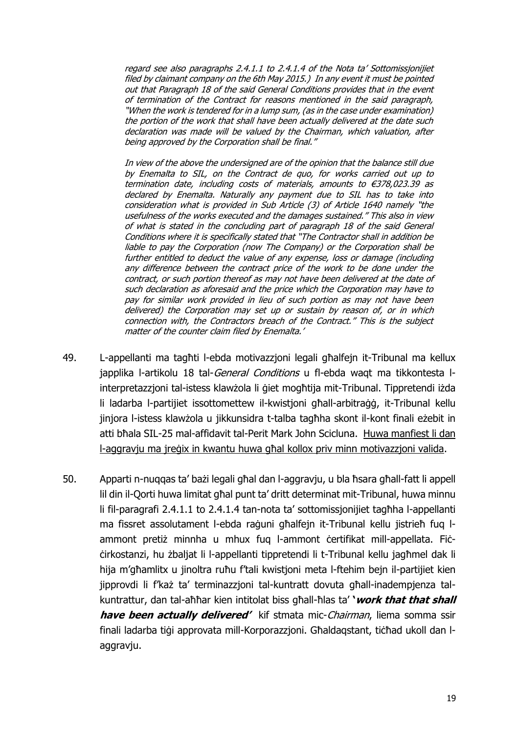*regard see also paragraphs 2.4.1.1 to 2.4.1.4 of the Nota ta' Sottomissjonijiet filed by claimant company on the 6th May 2015.) In any event it must be pointed out that Paragraph 18 of the said General Conditions provides that in the event of termination of the Contract for reasons mentioned in the said paragraph, "When the work is tendered for in a lump sum, (as in the case under examination) the portion of the work that shall have been actually delivered at the date such declaration was made will be valued by the Chairman, which valuation, after being approved by the Corporation shall be final."*

*In view of the above the undersigned are of the opinion that the balance still due by Enemalta to SIL, on the Contract de quo, for works carried out up to termination date, including costs of materials, amounts to €378,023.39 as declared by Enemalta. Naturally any payment due to SIL has to take into consideration what is provided in Sub Article (3) of Article 1640 namely "the usefulness of the works executed and the damages sustained." This also in view of what is stated in the concluding part of paragraph 18 of the said General Conditions where it is specifically stated that "The Contractor shall in addition be liable to pay the Corporation (now The Company) or the Corporation shall be further entitled to deduct the value of any expense, loss or damage (including any difference between the contract price of the work to be done under the contract, or such portion thereof as may not have been delivered at the date of such declaration as aforesaid and the price which the Corporation may have to pay for similar work provided in lieu of such portion as may not have been delivered) the Corporation may set up or sustain by reason of, or in which connection with, the Contractors breach of the Contract." This is the subject matter of the counter claim filed by Enemalta.'*

49. L-appellanti ma tagħti l-ebda motivazzjoni legali għalfejn it-Tribunal ma kellux japplika l-artikolu 18 tal-*General Conditions* u fl-ebda waqt ma tikkontesta l-interpretazzjoni tal-istess klawżola li ġiet mogħtija mit-Tribunal. Tippretendi iżda li ladarba l-partijiet issottomettew il-kwistjoni għall-arbitraġġ, it-Tribunal kellu jinjora l-istess klawżola u jikkunsidra t-talba tagħha skont il-kont finali eżebit in atti bħala SIL-25 mal-affidavit tal-Perit Mark John Scicluna. Huwa manfiest li dan l-aggravju ma jreġix in kwantu huwa għal kollox priv minn motivazzjoni valida.

50. Apparti n-nuqqas ta' bażi legali għal dan l-aggravju, u bla ħsara għall-fatt li appell lil din il-Qorti huwa limitat għal punt ta' dritt determinat mit-Tribunal, huwa minnu li fil-paragrafi 2.4.1.1 to 2.4.1.4 tan-nota ta' sottomissjonijiet tagħha l-appellanti ma fissret assolutament l-ebda raġuni għalfejn it-Tribunal kellu jistrieħ fuq l-ammont pretiż minnha u mhux fuq l-ammont ċertifikat mill-appellata. Fiċ-ċirkostanzi, hu żbaljat li l-appellanti tippretendi li t-Tribunal kellu jagħmel dak li hija m'għamlitx u jinoltra ruħu f'tali kwistjoni meta l-ftehim bejn il-partijiet kien jipprovdi li f'każ ta' terminazzjoni tal-kuntratt dovuta għall-inadempjenza tal-kuntrattur, dan tal-aħħar kien intitolat biss għall-ħlas ta' ***'work that that shall have been actually delivered'*** kif stmata mic-*Chairman*, liema somma ssir finali ladarba tiġi approvata mill-Korporazzjoni. Għaldaqstant, tiċħad ukoll dan l-aggravju.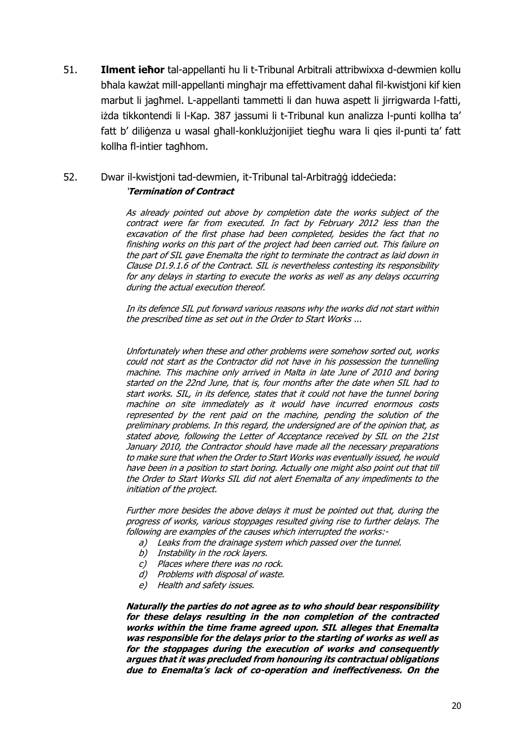51. **Ilment ieħor** tal-appellanti hu li t-Tribunal Arbitrali attribwixxa d-dewmien kollu bħala kawżat mill-appellanti mingħajr ma effettivament daħal fil-kwistjoni kif kien marbut li jagħmel. L-appellanti tammetti li dan huwa aspett li jirrigwarda l-fatti, iżda tikkontendi li l-Kap. 387 jassumi li t-Tribunal kun analizza l-punti kollha ta' fatt b' diliġenza u wasal għall-konklużjonijiet tiegħu wara li qies il-punti ta' fatt kollha fl-intier tagħhom.

52. Dwar il-kwistjoni tad-dewmien, it-Tribunal tal-Arbitraġġ iddeċieda:

> *'**Termination of Contract***
>
> *As already pointed out above by completion date the works subject of the contract were far from executed. In fact by February 2012 less than the excavation of the first phase had been completed, besides the fact that no finishing works on this part of the project had been carried out. This failure on the part of SIL gave Enemalta the right to terminate the contract as laid down in Clause D1.9.1.6 of the Contract. SIL is nevertheless contesting its responsibility for any delays in starting to execute the works as well as any delays occurring during the actual execution thereof.*
>
> *In its defence SIL put forward various reasons why the works did not start within the prescribed time as set out in the Order to Start Works ...*
>
> *Unfortunately when these and other problems were somehow sorted out, works could not start as the Contractor did not have in his possession the tunnelling machine. This machine only arrived in Malta in late June of 2010 and boring started on the 22nd June, that is, four months after the date when SIL had to start works. SIL, in its defence, states that it could not have the tunnel boring machine on site immediately as it would have incurred enormous costs represented by the rent paid on the machine, pending the solution of the preliminary problems. In this regard, the undersigned are of the opinion that, as stated above, following the Letter of Acceptance received by SIL on the 21st January 2010, the Contractor should have made all the necessary preparations to make sure that when the Order to Start Works was eventually issued, he would have been in a position to start boring. Actually one might also point out that till the Order to Start Works SIL did not alert Enemalta of any impediments to the initiation of the project.*
>
> *Further more besides the above delays it must be pointed out that, during the progress of works, various stoppages resulted giving rise to further delays. The following are examples of the causes which interrupted the works:-*
>
> *a) Leaks from the drainage system which passed over the tunnel.*
> *b) Instability in the rock layers.*
> *c) Places where there was no rock.*
> *d) Problems with disposal of waste.*
> *e) Health and safety issues.*
>
> ***Naturally the parties do not agree as to who should bear responsibility for these delays resulting in the non completion of the contracted works within the time frame agreed upon. SIL alleges that Enemalta was responsible for the delays prior to the starting of works as well as for the stoppages during the execution of works and consequently argues that it was precluded from honouring its contractual obligations due to Enemalta's lack of co-operation and ineffectiveness. On the***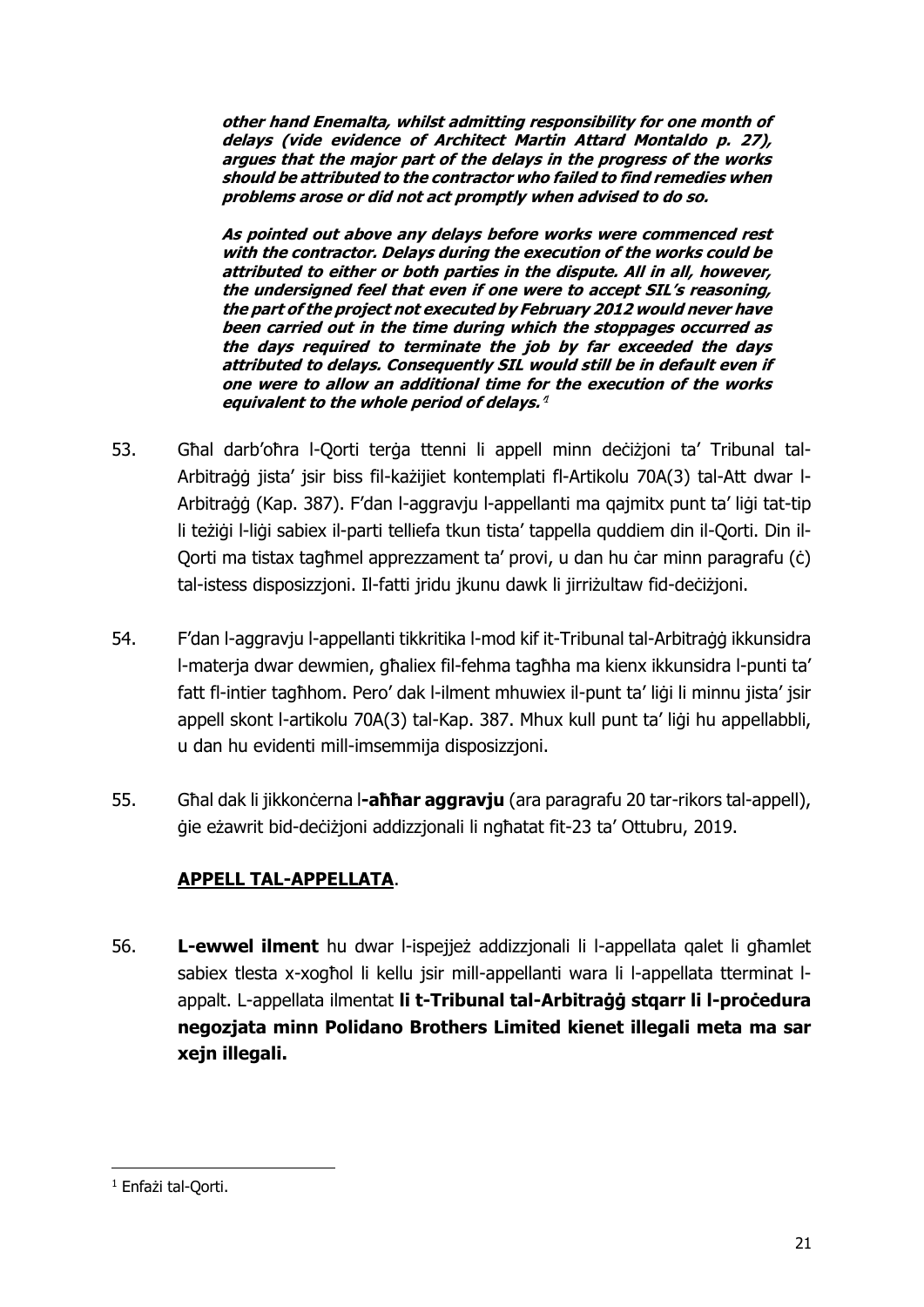***other hand Enemalta, whilst admitting responsibility for one month of delays (vide evidence of Architect Martin Attard Montaldo p. 27), argues that the major part of the delays in the progress of the works should be attributed to the contractor who failed to find remedies when problems arose or did not act promptly when advised to do so.***

***As pointed out above any delays before works were commenced rest with the contractor. Delays during the execution of the works could be attributed to either or both parties in the dispute. All in all, however, the undersigned feel that even if one were to accept SIL's reasoning, the part of the project not executed by February 2012 would never have been carried out in the time during which the stoppages occurred as the days required to terminate the job by far exceeded the days attributed to delays. Consequently SIL would still be in default even if one were to allow an additional time for the execution of the works equivalent to the whole period of delays.'***[1]

53. Għal darb'oħra l-Qorti terġa ttenni li appell minn deċiżjoni ta' Tribunal tal-Arbitraġġ jista' jsir biss fil-każijiet kontemplati fl-Artikolu 70A(3) tal-Att dwar l-Arbitraġġ (Kap. 387). F'dan l-aggravju l-appellanti ma qajmitx punt ta' liġi tat-tip li teżiġi l-liġi sabiex il-parti telliefa tkun tista' tappella quddiem din il-Qorti. Din il-Qorti ma tistax tagħmel apprezzament ta' provi, u dan hu ċar minn paragrafu (ċ) tal-istess disposizzjoni. Il-fatti jridu jkunu dawk li jirriżultaw fid-deċiżjoni.

54. F'dan l-aggravju l-appellanti tikkritika l-mod kif it-Tribunal tal-Arbitraġġ ikkunsidra l-materja dwar dewmien, għaliex fil-fehma tagħha ma kienx ikkunsidra l-punti ta' fatt fl-intier tagħhom. Pero' dak l-ilment mhuwiex il-punt ta' liġi li minnu jista' jsir appell skont l-artikolu 70A(3) tal-Kap. 387. Mhux kull punt ta' liġi hu appellabbli, u dan hu evidenti mill-imsemmija disposizzjoni.

55. Għal dak li jikkonċerna l-**aħħar aggravju** (ara paragrafu 20 tar-rikors tal-appell), ġie eżawrit bid-deċiżjoni addizzjonali li ngħatat fit-23 ta' Ottubru, 2019.

## <u>APPELL TAL-APPELLATA</u>.

56. **L-ewwel ilment** hu dwar l-ispejjeż addizzjonali li l-appellata qalet li għamlet sabiex tlesta x-xogħol li kellu jsir mill-appellanti wara li l-appellata tterminat l-appalt. L-appellata ilmentat **li t-Tribunal tal-Arbitraġġ stqarr li l-proċedura negozjata minn Polidano Brothers Limited kienet illegali meta ma sar xejn illegali.**

---

[1] Enfażi tal-Qorti.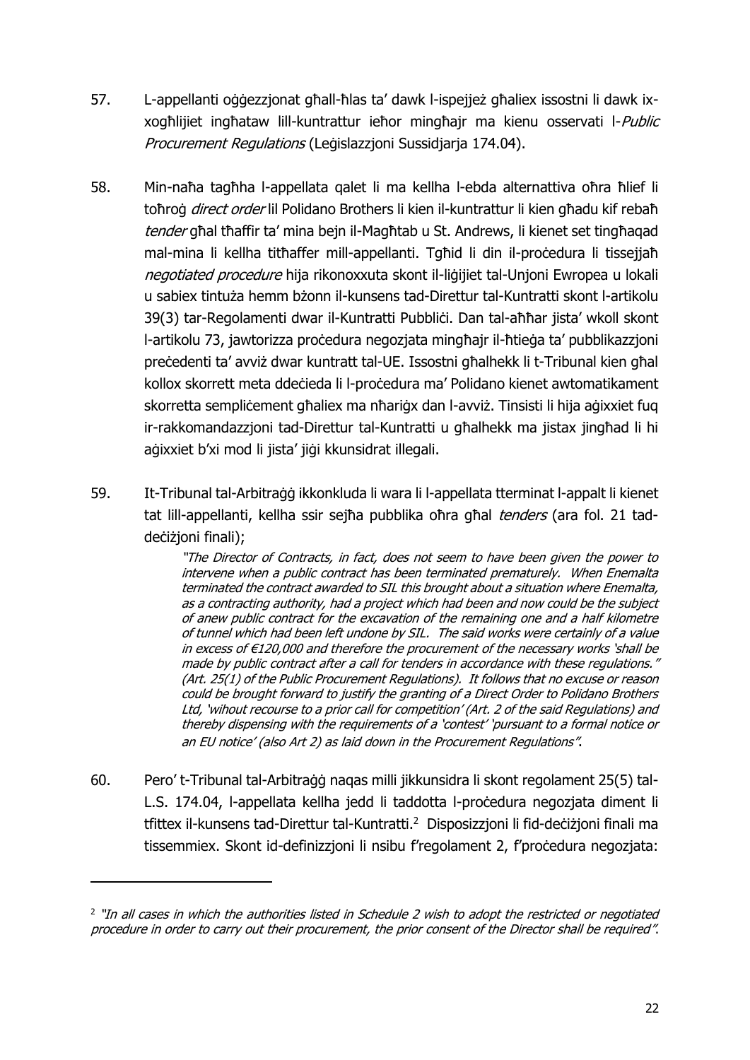57. L-appellanti oġġezzjonat għall-ħlas ta' dawk l-ispejjeż għaliex issostni li dawk ix-xogħlijiet ingħataw lill-kuntrattur ieħor mingħajr ma kienu osservati l-*Public Procurement Regulations* (Leġislazzjoni Sussidjarja 174.04).

58. Min-naħa tagħha l-appellata qalet li ma kellha l-ebda alternattiva oħra ħlief li toħroġ *direct order* lil Polidano Brothers li kien il-kuntrattur li kien għadu kif rebaħ *tender* għal tħaffir ta' mina bejn il-Magħtab u St. Andrews, li kienet set tingħaqad mal-mina li kellha titħaffer mill-appellanti. Tgħid li din il-proċedura li tissejjaħ *negotiated procedure* hija rikonoxxuta skont il-liġijiet tal-Unjoni Ewropea u lokali u sabiex tintuża hemm bżonn il-kunsens tad-Direttur tal-Kuntratti skont l-artikolu 39(3) tar-Regolamenti dwar il-Kuntratti Pubbliċi. Dan tal-aħħar jista' wkoll skont l-artikolu 73, jawtorizza proċedura negozjata mingħajr il-ħtieġa ta' pubblikazzjoni preċedenti ta' avviż dwar kuntratt tal-UE. Issostni għalhekk li t-Tribunal kien għal kollox skorrett meta ddeċieda li l-proċedura ma' Polidano kienet awtomatikament skorretta sempliċement għaliex ma nħariġx dan l-avviż. Tinsisti li hija aġixxiet fuq ir-rakkomandazzjoni tad-Direttur tal-Kuntratti u għalhekk ma jistax jingħad li hi aġixxiet b'xi mod li jista' jiġi kkunsidrat illegali.

59. It-Tribunal tal-Arbitraġġ ikkonkluda li wara li l-appellata tterminat l-appalt li kienet tat lill-appellanti, kellha ssir sejħa pubblika oħra għal *tenders* (ara fol. 21 tad-deċiżjoni finali);

> *"The Director of Contracts, in fact, does not seem to have been given the power to intervene when a public contract has been terminated prematurely. When Enemalta terminated the contract awarded to SIL this brought about a situation where Enemalta, as a contracting authority, had a project which had been and now could be the subject of anew public contract for the excavation of the remaining one and a half kilometre of tunnel which had been left undone by SIL. The said works were certainly of a value in excess of €120,000 and therefore the procurement of the necessary works 'shall be made by public contract after a call for tenders in accordance with these regulations." (Art. 25(1) of the Public Procurement Regulations). It follows that no excuse or reason could be brought forward to justify the granting of a Direct Order to Polidano Brothers Ltd, 'wihout recourse to a prior call for competition' (Art. 2 of the said Regulations) and thereby dispensing with the requirements of a 'contest' 'pursuant to a formal notice or an EU notice' (also Art 2) as laid down in the Procurement Regulations".*

60. Pero' t-Tribunal tal-Arbitraġġ naqas milli jikkunsidra li skont regolament 25(5) tal-L.S. 174.04, l-appellata kellha jedd li taddotta l-proċedura negozjata diment li tfittex il-kunsens tad-Direttur tal-Kuntratti.[2] Disposizzjoni li fid-deċiżjoni finali ma tissemmiex. Skont id-definizzjoni li nsibu f'regolament 2, f'proċedura negozjata:

---

[2] *"In all cases in which the authorities listed in Schedule 2 wish to adopt the restricted or negotiated procedure in order to carry out their procurement, the prior consent of the Director shall be required".*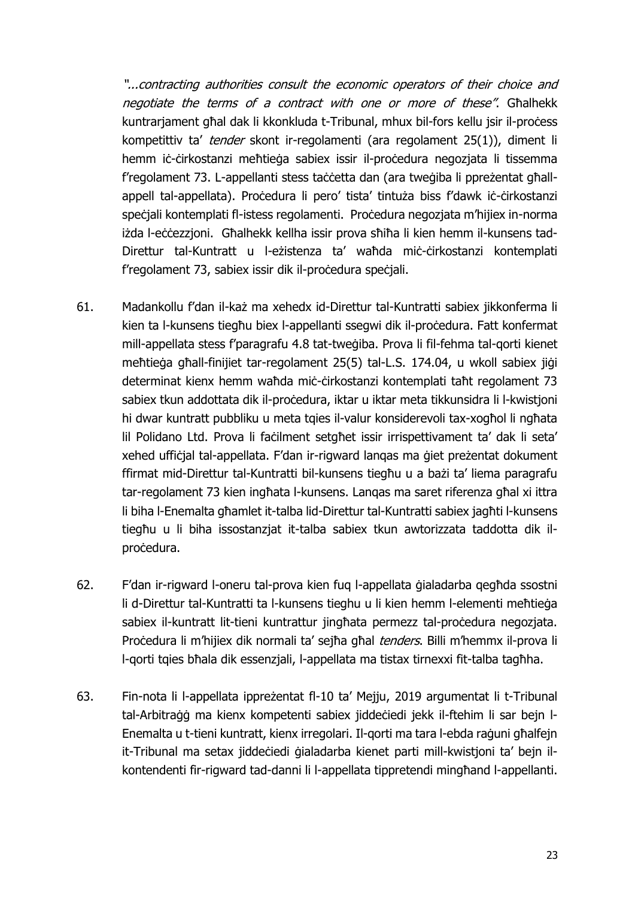*"...contracting authorities consult the economic operators of their choice and negotiate the terms of a contract with one or more of these"*. Għalhekk kuntrarjament għal dak li kkonkluda t-Tribunal, mhux bil-fors kellu jsir il-proċess kompetittiv ta' *tender* skont ir-regolamenti (ara regolament 25(1)), diment li hemm iċ-ċirkostanzi meħtieġa sabiex issir il-proċedura negozjata li tissemma f'regolament 73. L-appellanti stess taċċetta dan (ara tweġiba li ppreżentat għall-appell tal-appellata). Proċedura li pero' tista' tintuża biss f'dawk iċ-ċirkostanzi speċjali kontemplati fl-istess regolamenti. Proċedura negozjata m'hijiex in-norma iżda l-eċċezzjoni. Għalhekk kellha issir prova sħiħa li kien hemm il-kunsens tad-Direttur tal-Kuntratt u l-eżistenza ta' waħda miċ-ċirkostanzi kontemplati f'regolament 73, sabiex issir dik il-proċedura speċjali.

61. Madankollu f'dan il-każ ma xehedx id-Direttur tal-Kuntratti sabiex jikkonferma li kien ta l-kunsens tiegħu biex l-appellanti ssegwi dik il-proċedura. Fatt konfermat mill-appellata stess f'paragrafu 4.8 tat-tweġiba. Prova li fil-fehma tal-qorti kienet meħtieġa għall-finijiet tar-regolament 25(5) tal-L.S. 174.04, u wkoll sabiex jiġi determinat kienx hemm waħda miċ-ċirkostanzi kontemplati taħt regolament 73 sabiex tkun addottata dik il-proċedura, iktar u iktar meta tikkunsidra li l-kwistjoni hi dwar kuntratt pubbliku u meta tqies il-valur konsiderevoli tax-xogħol li ngħata lil Polidano Ltd. Prova li faċilment setgħet issir irrispettivament ta' dak li seta' xehed uffiċjal tal-appellata. F'dan ir-rigward lanqas ma ġiet preżentat dokument ffirmat mid-Direttur tal-Kuntratti bil-kunsens tiegħu u a bażi ta' liema paragrafu tar-regolament 73 kien ingħata l-kunsens. Lanqas ma saret riferenza għal xi ittra li biha l-Enemalta għamlet it-talba lid-Direttur tal-Kuntratti sabiex jagħti l-kunsens tiegħu u li biha issostanzjat it-talba sabiex tkun awtorizzata taddotta dik il-proċedura.

62. F'dan ir-rigward l-oneru tal-prova kien fuq l-appellata ġialadarba qegħda ssostni li d-Direttur tal-Kuntratti ta l-kunsens tieghu u li kien hemm l-elementi meħtieġa sabiex il-kuntratt lit-tieni kuntrattur jingħata permezz tal-proċedura negozjata. Proċedura li m'hijiex dik normali ta' sejħa għal *tenders*. Billi m'hemmx il-prova li l-qorti tqies bħala dik essenzjali, l-appellata ma tistax tirnexxi fit-talba tagħha.

63. Fin-nota li l-appellata ippreżentat fl-10 ta' Mejju, 2019 argumentat li t-Tribunal tal-Arbitraġġ ma kienx kompetenti sabiex jiddeċiedi jekk il-ftehim li sar bejn l-Enemalta u t-tieni kuntratt, kienx irregolari. Il-qorti ma tara l-ebda raġuni għalfejn it-Tribunal ma setax jiddeċiedi ġialadarba kienet parti mill-kwistjoni ta' bejn il-kontendenti fir-rigward tad-danni li l-appellata tippretendi mingħand l-appellanti.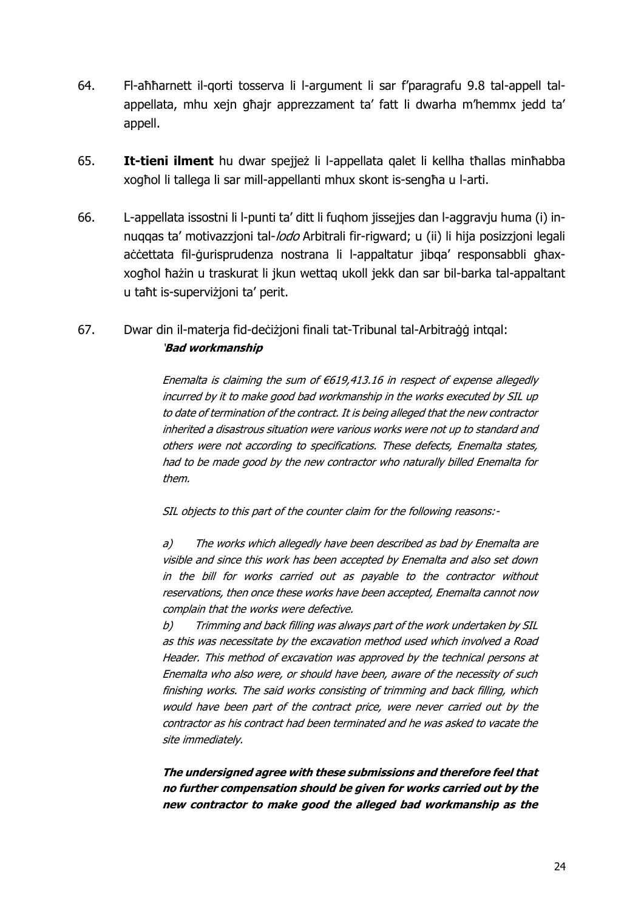64. Fl-aħħarnett il-qorti tosserva li l-argument li sar f'paragrafu 9.8 tal-appell tal-appellata, mhu xejn għajr apprezzament ta' fatt li dwarha m'hemmx jedd ta' appell.

65. **It-tieni ilment** hu dwar spejjeż li l-appellata qalet li kellha tħallas minħabba xogħol li tallega li sar mill-appellanti mhux skont is-sengħa u l-arti.

66. L-appellata issostni li l-punti ta' ditt li fuqhom jissejjes dan l-aggravju huma (i) in-nuqqas ta' motivazzjoni tal-*lodo* Arbitrali fir-rigward; u (ii) li hija posizzjoni legali aċċettata fil-ġurisprudenza nostrana li l-appaltatur jibqa' responsabbli għax-xogħol ħażin u traskurat li jkun wettaq ukoll jekk dan sar bil-barka tal-appaltant u taħt is-superviżjoni ta' perit.

67. Dwar din il-materja fid-deċiżjoni finali tat-Tribunal tal-Arbitraġġ intqal:

> '***Bad workmanship***
>
> *Enemalta is claiming the sum of €619,413.16 in respect of expense allegedly incurred by it to make good bad workmanship in the works executed by SIL up to date of termination of the contract. It is being alleged that the new contractor inherited a disastrous situation were various works were not up to standard and others were not according to specifications. These defects, Enemalta states, had to be made good by the new contractor who naturally billed Enemalta for them.*
>
> *SIL objects to this part of the counter claim for the following reasons:-*
>
> *a) The works which allegedly have been described as bad by Enemalta are visible and since this work has been accepted by Enemalta and also set down in the bill for works carried out as payable to the contractor without reservations, then once these works have been accepted, Enemalta cannot now complain that the works were defective.*
>
> *b) Trimming and back filling was always part of the work undertaken by SIL as this was necessitate by the excavation method used which involved a Road Header. This method of excavation was approved by the technical persons at Enemalta who also were, or should have been, aware of the necessity of such finishing works. The said works consisting of trimming and back filling, which would have been part of the contract price, were never carried out by the contractor as his contract had been terminated and he was asked to vacate the site immediately.*
>
> ***The undersigned agree with these submissions and therefore feel that no further compensation should be given for works carried out by the new contractor to make good the alleged bad workmanship as the***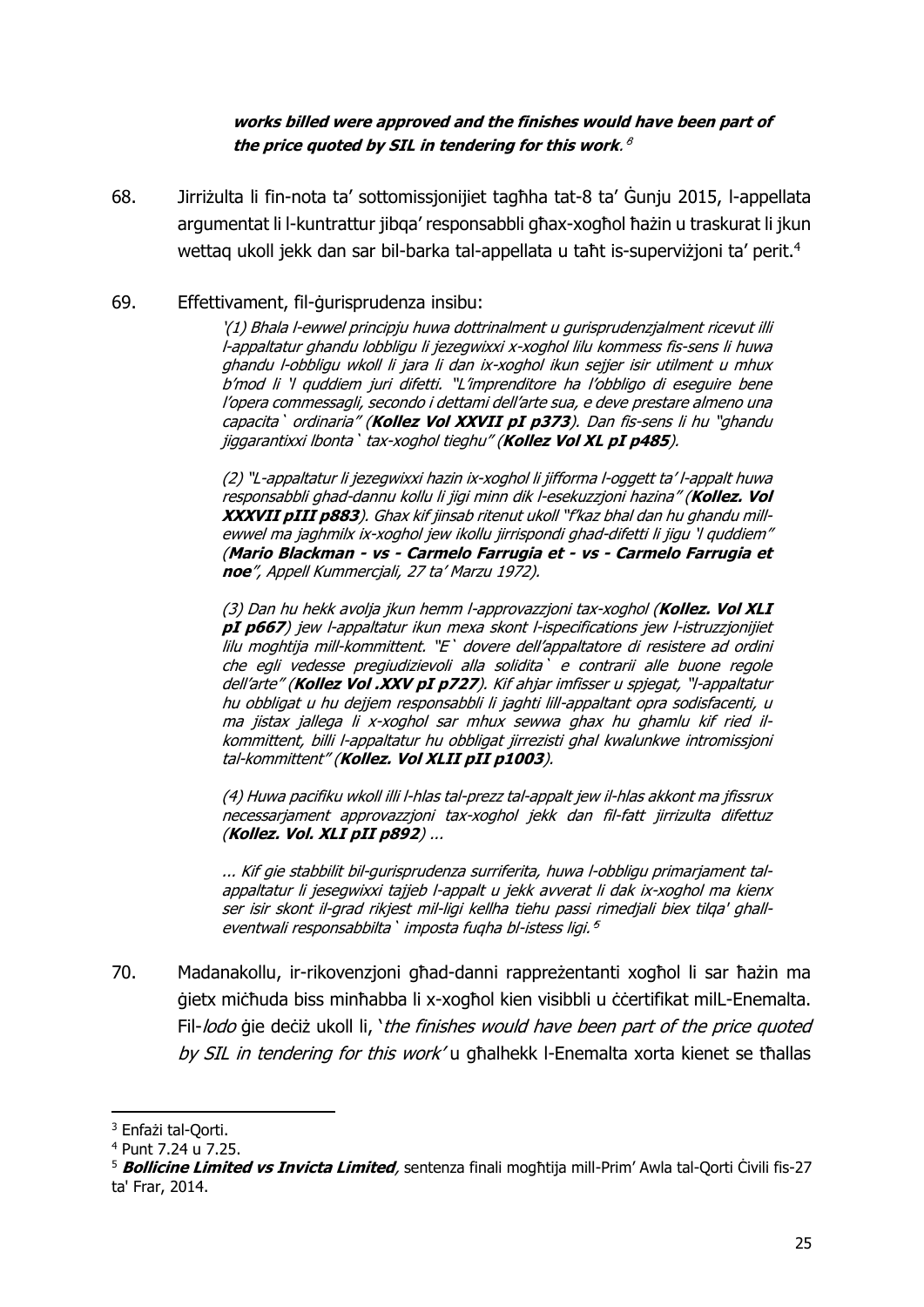***works billed were approved and the finishes would have been part of the price quoted by SIL in tendering for this work**.[3]*

68. Jirriżulta li fin-nota ta' sottomissjonijiet tagħha tat-8 ta' Ġunju 2015, l-appellata argumentat li l-kuntrattur jibqa' responsabbli għax-xogħol ħażin u traskurat li jkun wettaq ukoll jekk dan sar bil-barka tal-appellata u taħt is-superviżjoni ta' perit.[4]

69. Effettivament, fil-ġurisprudenza insibu:

> *'(1) Bhala l-ewwel principju huwa dottrinalment u gurisprudenzjalment ricevut illi l-appaltatur ghandu lobbligu li jezegwixxi x-xoghol lilu kommess fis-sens li huwa ghandu l-obbligu wkoll li jara li dan ix-xoghol ikun sejjer isir utilment u mhux b'mod li 'l quddiem juri difetti. "L'imprenditore ha l'obbligo di eseguire bene l'opera commessagli, secondo i dettami dell'arte sua, e deve prestare almeno una capacita` ordinaria" (**Kollez Vol XXVII pI p373**). Dan fis-sens li hu "ghandu jiggarantixxi lbonta` tax-xoghol tieghu" (**Kollez Vol XL pI p485**).*
>
> *(2) "L-appaltatur li jezegwixxi hazin ix-xoghol li jifforma l-oggett ta' l-appalt huwa responsabbli ghad-dannu kollu li jigi minn dik l-esekuzzjoni hazina" (**Kollez. Vol XXXVII pIII p883**). Ghax kif jinsab ritenut ukoll "f'kaz bhal dan hu ghandu mill-ewwel ma jaghmilx ix-xoghol jew ikollu jirrispondi ghad-difetti li jigu 'l quddiem" (**Mario Blackman - vs - Carmelo Farrugia et - vs - Carmelo Farrugia et noe**", Appell Kummercjali, 27 ta' Marzu 1972).*
>
> *(3) Dan hu hekk avolja jkun hemm l-approvazzjoni tax-xoghol (**Kollez. Vol XLI pI p667**) jew l-appaltatur ikun mexa skont l-ispecifications jew l-istruzzjonijiet lilu moghtija mill-kommittent. "E` dovere dell'appaltatore di resistere ad ordini che egli vedesse pregiudizievoli alla solidita` e contrarii alle buone regole dell'arte" (**Kollez Vol .XXV pI p727**). Kif ahjar imfisser u spjegat, "l-appaltatur hu obbligat u hu dejjem responsabbli li jaghti lill-appaltant opra sodisfacenti, u ma jistax jallega li x-xoghol sar mhux sewwa ghax hu ghamlu kif ried il-kommittent, billi l-appaltatur hu obbligat jirrezisti ghal kwalunkwe intromissjoni tal-kommittent" (**Kollez. Vol XLII pII p1003**).*
>
> *(4) Huwa pacifiku wkoll illi l-hlas tal-prezz tal-appalt jew il-hlas akkont ma jfissrux necessarjament approvazzjoni tax-xoghol jekk dan fil-fatt jirrizulta difettuz (**Kollez. Vol. XLI pII p892**) ...*
>
> *... Kif gie stabbilit bil-gurisprudenza surriferita, huwa l-obbligu primarjament tal-appaltatur li jesegwixxi tajjeb l-appalt u jekk avverat li dak ix-xoghol ma kienx ser isir skont il-grad rikjest mil-ligi kellha tiehu passi rimedjali biex tilqa' ghall-eventwali responsabbilta` imposta fuqha bl-istess ligi.*[5]

70. Madanakollu, ir-rikovenzjoni għad-danni rappreżentanti xogħol li sar ħażin ma ġietx miċħuda biss minħabba li x-xogħol kien visibbli u ċċertifikat mill-Enemalta. Fil-*lodo* ġie deċiż ukoll li, '*the finishes would have been part of the price quoted by SIL in tendering for this work*' u għalhekk l-Enemalta xorta kienet se tħallas

---

[3] Enfażi tal-Qorti.

[4] Punt 7.24 u 7.25.

[5] ***Bollicine Limited vs Invicta Limited***, sentenza finali mogħtija mill-Prim' Awla tal-Qorti Ċivili fis-27 ta' Frar, 2014.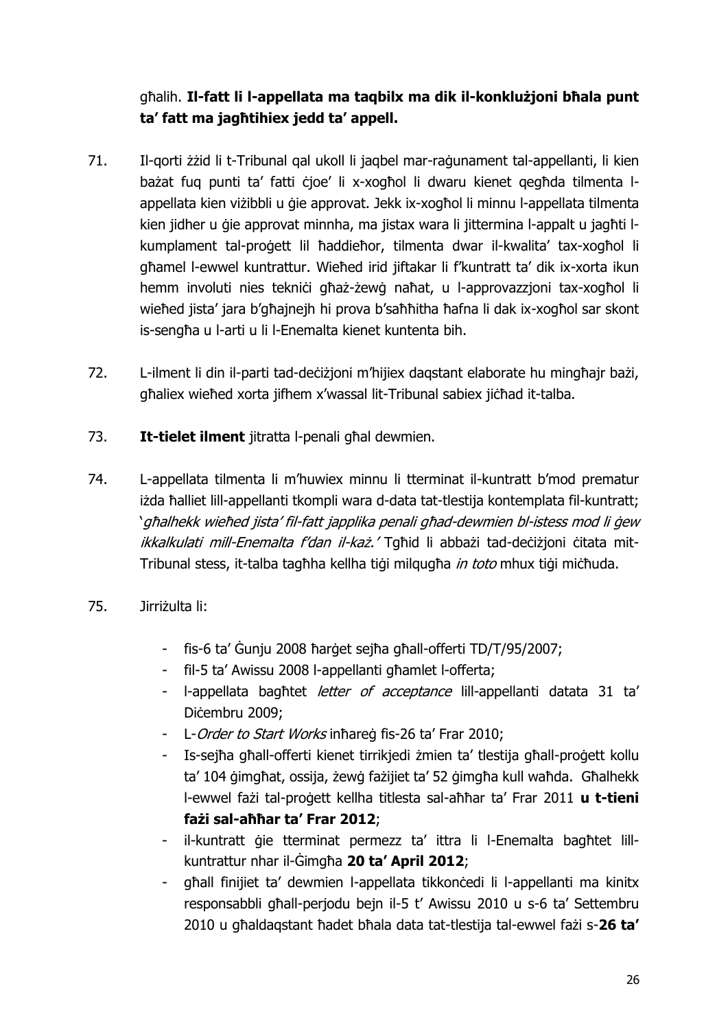għalih. **Il-fatt li l-appellata ma taqbilx ma dik il-konklużjoni bħala punt ta' fatt ma jagħtihiex jedd ta' appell.**

71. Il-qorti żżid li t-Tribunal qal ukoll li jaqbel mar-raġunament tal-appellanti, li kien bażat fuq punti ta' fatti ċjoe' li x-xogħol li dwaru kienet qegħda tilmenta l-appellata kien viżibbli u ġie approvat. Jekk ix-xogħol li minnu l-appellata tilmenta kien jidher u ġie approvat minnha, ma jistax wara li jittermina l-appalt u jagħti l-kumplament tal-proġett lil ħaddieħor, tilmenta dwar il-kwalita' tax-xogħol li għamel l-ewwel kuntrattur. Wieħed irid jiftakar li f'kuntratt ta' dik ix-xorta ikun hemm involuti nies tekniċi għaż-żewġ naħat, u l-approvazzjoni tax-xogħol li wieħed jista' jara b'għajnejh hi prova b'saħħitha ħafna li dak ix-xogħol sar skont is-sengħa u l-arti u li l-Enemalta kienet kuntenta bih.

72. L-ilment li din il-parti tad-deċiżjoni m'hijiex daqstant elaborate hu mingħajr bażi, għaliex wieħed xorta jifhem x'wassal lit-Tribunal sabiex jiċħad it-talba.

73. **It-tielet ilment** jitratta l-penali għal dewmien.

74. L-appellata tilmenta li m'huwiex minnu li tterminat il-kuntratt b'mod prematur iżda ħalliet lill-appellanti tkompli wara d-data tat-tlestija kontemplata fil-kuntratt; '*għalhekk wieħed jista' fil-fatt japplika penali għad-dewmien bl-istess mod li ġew ikkalkulati mill-Enemalta f'dan il-każ.'* Tgħid li abbażi tad-deċiżjoni ċitata mit-Tribunal stess, it-talba tagħha kellha tiġi milqugħa *in toto* mhux tiġi miċħuda.

75. Jirriżulta li:

- fis-6 ta' Ġunju 2008 ħarġet sejħa għall-offerti TD/T/95/2007;
- fil-5 ta' Awissu 2008 l-appellanti għamlet l-offerta;
- l-appellata bagħtet *letter of acceptance* lill-appellanti datata 31 ta' Diċembru 2009;
- L-*Order to Start Works* inħareġ fis-26 ta' Frar 2010;
- Is-sejħa għall-offerti kienet tirrikjedi żmien ta' tlestija għall-proġett kollu ta' 104 ġimgħat, ossija, żewġ fażijiet ta' 52 ġimgħa kull waħda. Għalhekk l-ewwel fażi tal-proġett kellha titlesta sal-aħħar ta' Frar 2011 **u t-tieni fażi sal-aħħar ta' Frar 2012**;
- il-kuntratt ġie tterminat permezz ta' ittra li l-Enemalta bagħtet lill-kuntrattur nhar il-Ġimgħa **20 ta' April 2012**;
- għall finijiet ta' dewmien l-appellata tikkonċedi li l-appellanti ma kinitx responsabbli għall-perjodu bejn il-5 t' Awissu 2010 u s-6 ta' Settembru 2010 u għaldaqstant ħadet bħala data tat-tlestija tal-ewwel fażi s-**26 ta'**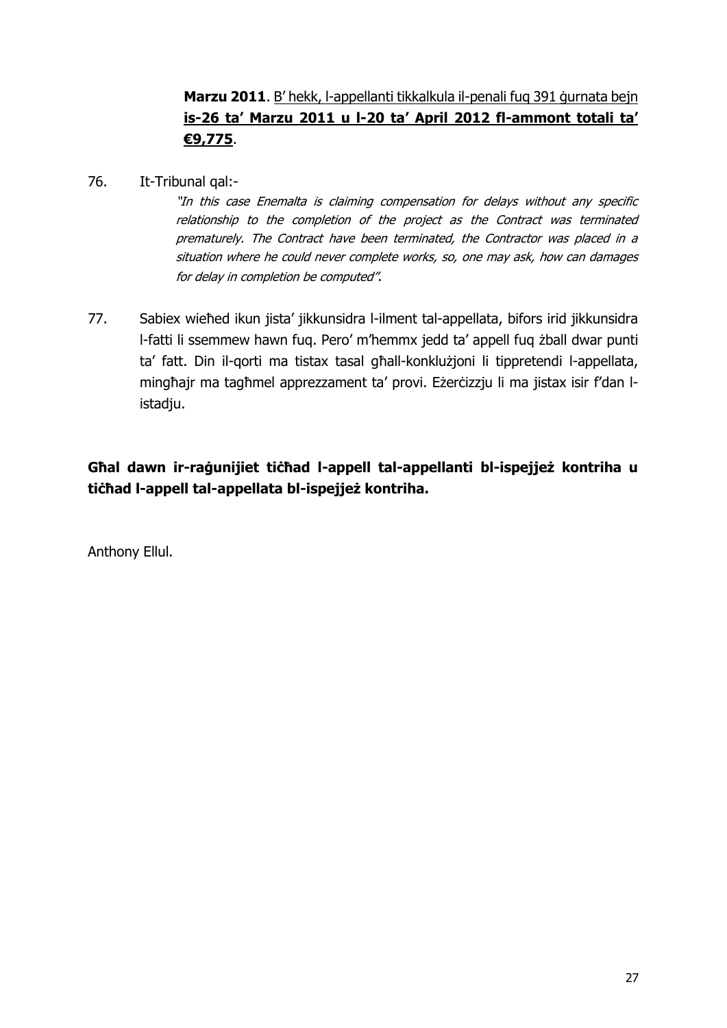**Marzu 2011**. <u>B' hekk, l-appellanti tikkalkula il-penali fuq 391 ġurnata bejn</u> **<u>is-26 ta' Marzu 2011 u l-20 ta' April 2012 fl-ammont totali ta' €9,775</u>**.

76. It-Tribunal qal:-

*"In this case Enemalta is claiming compensation for delays without any specific relationship to the completion of the project as the Contract was terminated prematurely. The Contract have been terminated, the Contractor was placed in a situation where he could never complete works, so, one may ask, how can damages for delay in completion be computed"*.

77. Sabiex wieħed ikun jista' jikkunsidra l-ilment tal-appellata, bifors irid jikkunsidra l-fatti li ssemmew hawn fuq. Pero' m'hemmx jedd ta' appell fuq żball dwar punti ta' fatt. Din il-qorti ma tistax tasal għall-konklużjoni li tippretendi l-appellata, mingħajr ma tagħmel apprezzament ta' provi. Eżerċizzju li ma jistax isir f'dan l-istadju.

**Għal dawn ir-raġunijiet tiċħad l-appell tal-appellanti bl-ispejjeż kontriha u tiċħad l-appell tal-appellata bl-ispejjeż kontriha.**

Anthony Ellul.